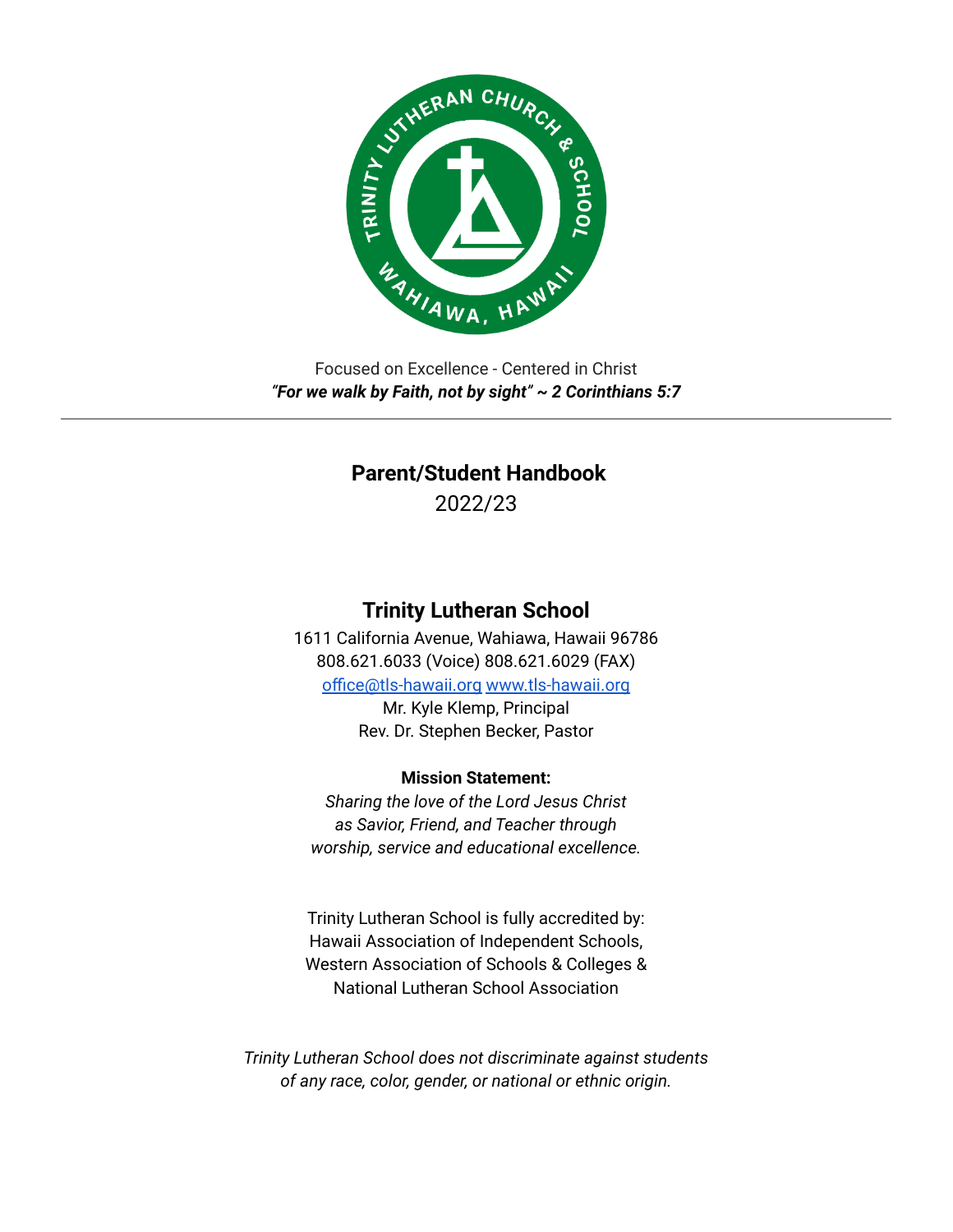Focused on Excellence - Centered in Christ

***"For we walk by Faith, not by sight" ~ 2 Corinthians 5:7***

---

# Parent/Student Handbook

2022/23

## Trinity Lutheran School

1611 California Avenue, Wahiawa, Hawaii 96786
808.621.6033 (Voice) 808.621.6029 (FAX)
[office@tls-hawaii.org](mailto:office@tls-hawaii.org) [www.tls-hawaii.org](http://www.tls-hawaii.org)
Mr. Kyle Klemp, Principal
Rev. Dr. Stephen Becker, Pastor

**Mission Statement:**

*Sharing the love of the Lord Jesus Christ as Savior, Friend, and Teacher through worship, service and educational excellence.*

Trinity Lutheran School is fully accredited by:
Hawaii Association of Independent Schools,
Western Association of Schools & Colleges &
National Lutheran School Association

*Trinity Lutheran School does not discriminate against students of any race, color, gender, or national or ethnic origin.*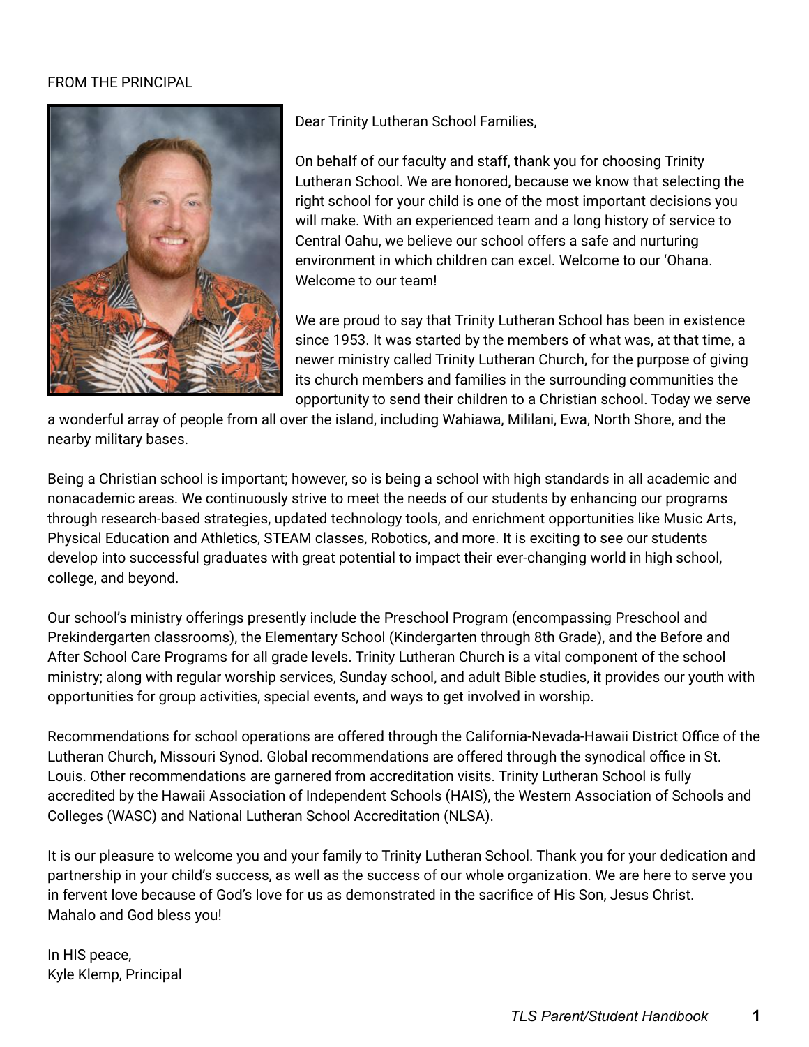## FROM THE PRINCIPAL

Dear Trinity Lutheran School Families,

On behalf of our faculty and staff, thank you for choosing Trinity Lutheran School. We are honored, because we know that selecting the right school for your child is one of the most important decisions you will make. With an experienced team and a long history of service to Central Oahu, we believe our school offers a safe and nurturing environment in which children can excel. Welcome to our ʻOhana. Welcome to our team!

We are proud to say that Trinity Lutheran School has been in existence since 1953. It was started by the members of what was, at that time, a newer ministry called Trinity Lutheran Church, for the purpose of giving its church members and families in the surrounding communities the opportunity to send their children to a Christian school. Today we serve a wonderful array of people from all over the island, including Wahiawa, Mililani, Ewa, North Shore, and the nearby military bases.

Being a Christian school is important; however, so is being a school with high standards in all academic and nonacademic areas. We continuously strive to meet the needs of our students by enhancing our programs through research-based strategies, updated technology tools, and enrichment opportunities like Music Arts, Physical Education and Athletics, STEAM classes, Robotics, and more. It is exciting to see our students develop into successful graduates with great potential to impact their ever-changing world in high school, college, and beyond.

Our school's ministry offerings presently include the Preschool Program (encompassing Preschool and Prekindergarten classrooms), the Elementary School (Kindergarten through 8th Grade), and the Before and After School Care Programs for all grade levels. Trinity Lutheran Church is a vital component of the school ministry; along with regular worship services, Sunday school, and adult Bible studies, it provides our youth with opportunities for group activities, special events, and ways to get involved in worship.

Recommendations for school operations are offered through the California-Nevada-Hawaii District Office of the Lutheran Church, Missouri Synod. Global recommendations are offered through the synodical office in St. Louis. Other recommendations are garnered from accreditation visits. Trinity Lutheran School is fully accredited by the Hawaii Association of Independent Schools (HAIS), the Western Association of Schools and Colleges (WASC) and National Lutheran School Accreditation (NLSA).

It is our pleasure to welcome you and your family to Trinity Lutheran School. Thank you for your dedication and partnership in your child's success, as well as the success of our whole organization. We are here to serve you in fervent love because of God's love for us as demonstrated in the sacrifice of His Son, Jesus Christ.
Mahalo and God bless you!

In HIS peace,
Kyle Klemp, Principal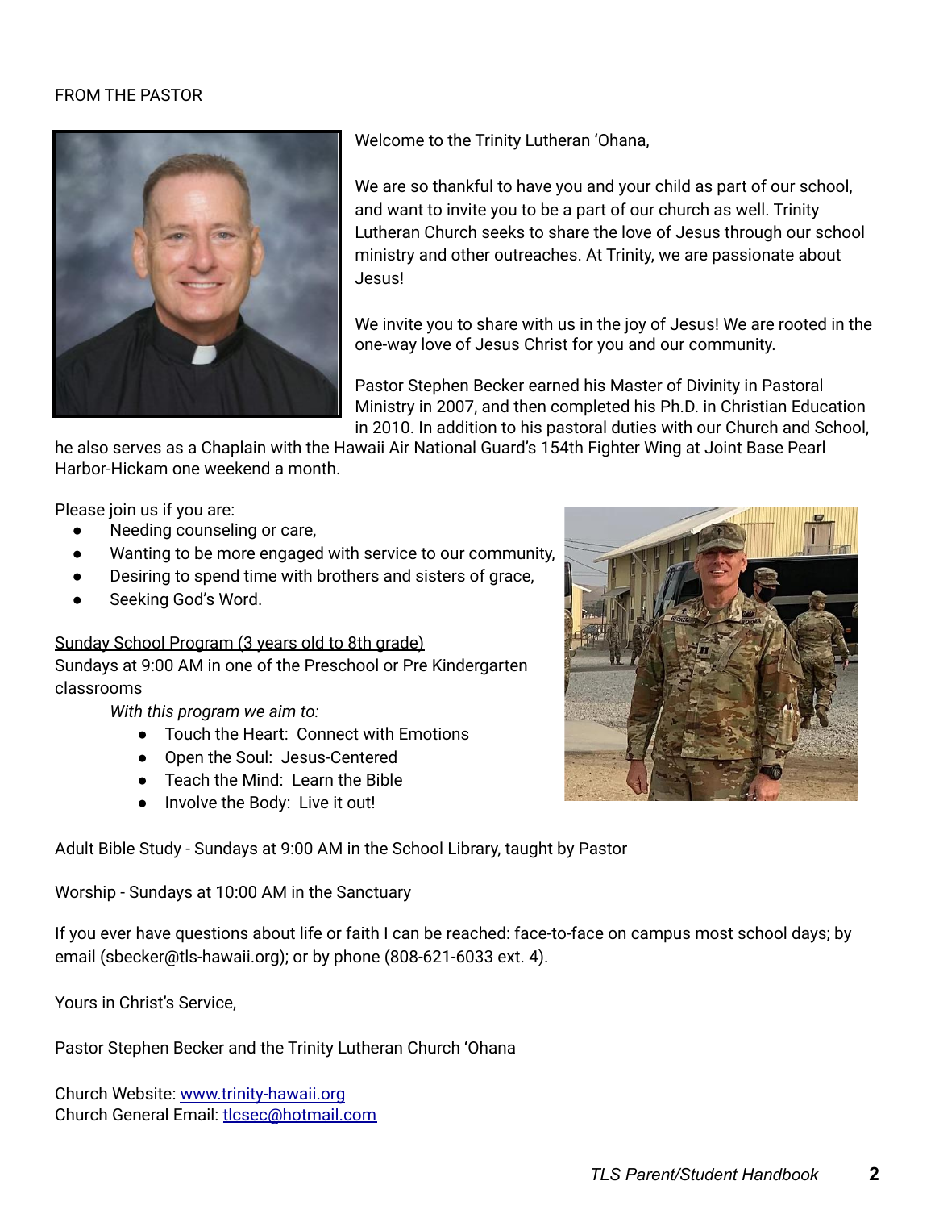## FROM THE PASTOR

Welcome to the Trinity Lutheran 'Ohana,

We are so thankful to have you and your child as part of our school, and want to invite you to be a part of our church as well. Trinity Lutheran Church seeks to share the love of Jesus through our school ministry and other outreaches. At Trinity, we are passionate about Jesus!

We invite you to share with us in the joy of Jesus! We are rooted in the one-way love of Jesus Christ for you and our community.

Pastor Stephen Becker earned his Master of Divinity in Pastoral Ministry in 2007, and then completed his Ph.D. in Christian Education in 2010. In addition to his pastoral duties with our Church and School, he also serves as a Chaplain with the Hawaii Air National Guard's 154th Fighter Wing at Joint Base Pearl Harbor-Hickam one weekend a month.

Please join us if you are:

- Needing counseling or care,
- Wanting to be more engaged with service to our community,
- Desiring to spend time with brothers and sisters of grace,
- Seeking God's Word.

Sunday School Program (3 years old to 8th grade)
Sundays at 9:00 AM in one of the Preschool or Pre Kindergarten classrooms

*With this program we aim to:*

- Touch the Heart: Connect with Emotions
- Open the Soul: Jesus-Centered
- Teach the Mind: Learn the Bible
- Involve the Body: Live it out!

Adult Bible Study - Sundays at 9:00 AM in the School Library, taught by Pastor

Worship - Sundays at 10:00 AM in the Sanctuary

If you ever have questions about life or faith I can be reached: face-to-face on campus most school days; by email (sbecker@tls-hawaii.org); or by phone (808-621-6033 ext. 4).

Yours in Christ's Service,

Pastor Stephen Becker and the Trinity Lutheran Church 'Ohana

Church Website: [www.trinity-hawaii.org](http://www.trinity-hawaii.org)
Church General Email: [tlcsec@hotmail.com](mailto:tlcsec@hotmail.com)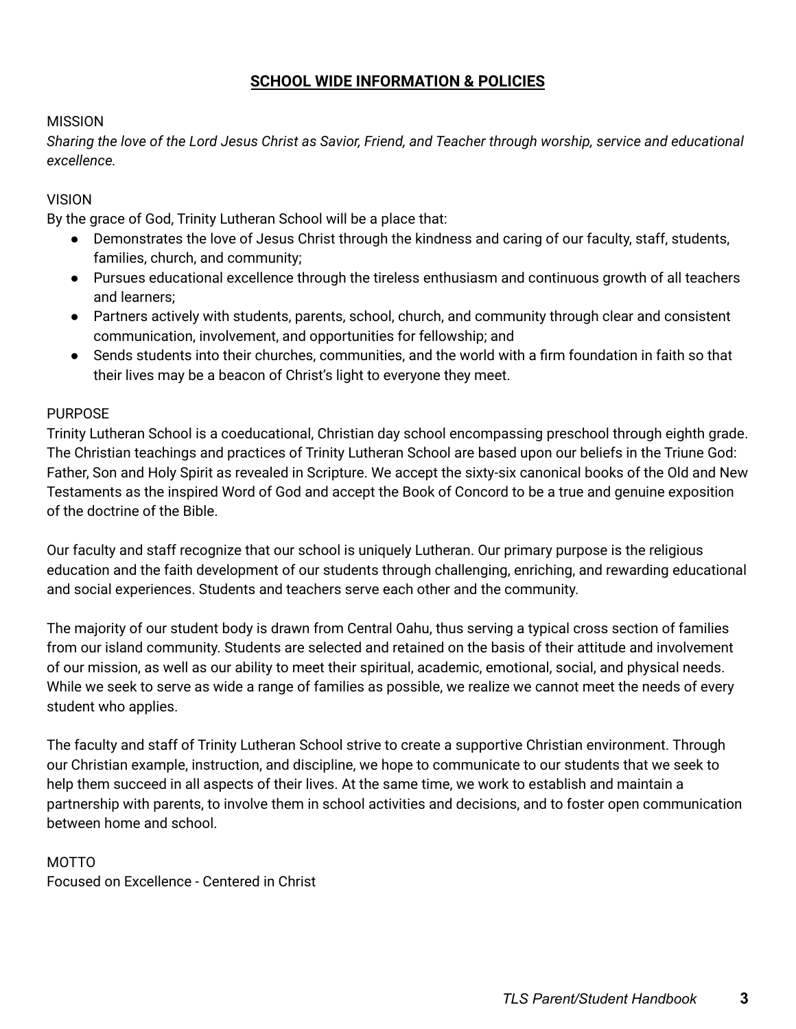## SCHOOL WIDE INFORMATION & POLICIES

MISSION

*Sharing the love of the Lord Jesus Christ as Savior, Friend, and Teacher through worship, service and educational excellence.*

VISION

By the grace of God, Trinity Lutheran School will be a place that:

- Demonstrates the love of Jesus Christ through the kindness and caring of our faculty, staff, students, families, church, and community;
- Pursues educational excellence through the tireless enthusiasm and continuous growth of all teachers and learners;
- Partners actively with students, parents, school, church, and community through clear and consistent communication, involvement, and opportunities for fellowship; and
- Sends students into their churches, communities, and the world with a firm foundation in faith so that their lives may be a beacon of Christ's light to everyone they meet.

PURPOSE

Trinity Lutheran School is a coeducational, Christian day school encompassing preschool through eighth grade. The Christian teachings and practices of Trinity Lutheran School are based upon our beliefs in the Triune God: Father, Son and Holy Spirit as revealed in Scripture. We accept the sixty-six canonical books of the Old and New Testaments as the inspired Word of God and accept the Book of Concord to be a true and genuine exposition of the doctrine of the Bible.

Our faculty and staff recognize that our school is uniquely Lutheran. Our primary purpose is the religious education and the faith development of our students through challenging, enriching, and rewarding educational and social experiences. Students and teachers serve each other and the community.

The majority of our student body is drawn from Central Oahu, thus serving a typical cross section of families from our island community. Students are selected and retained on the basis of their attitude and involvement of our mission, as well as our ability to meet their spiritual, academic, emotional, social, and physical needs. While we seek to serve as wide a range of families as possible, we realize we cannot meet the needs of every student who applies.

The faculty and staff of Trinity Lutheran School strive to create a supportive Christian environment. Through our Christian example, instruction, and discipline, we hope to communicate to our students that we seek to help them succeed in all aspects of their lives. At the same time, we work to establish and maintain a partnership with parents, to involve them in school activities and decisions, and to foster open communication between home and school.

MOTTO

Focused on Excellence - Centered in Christ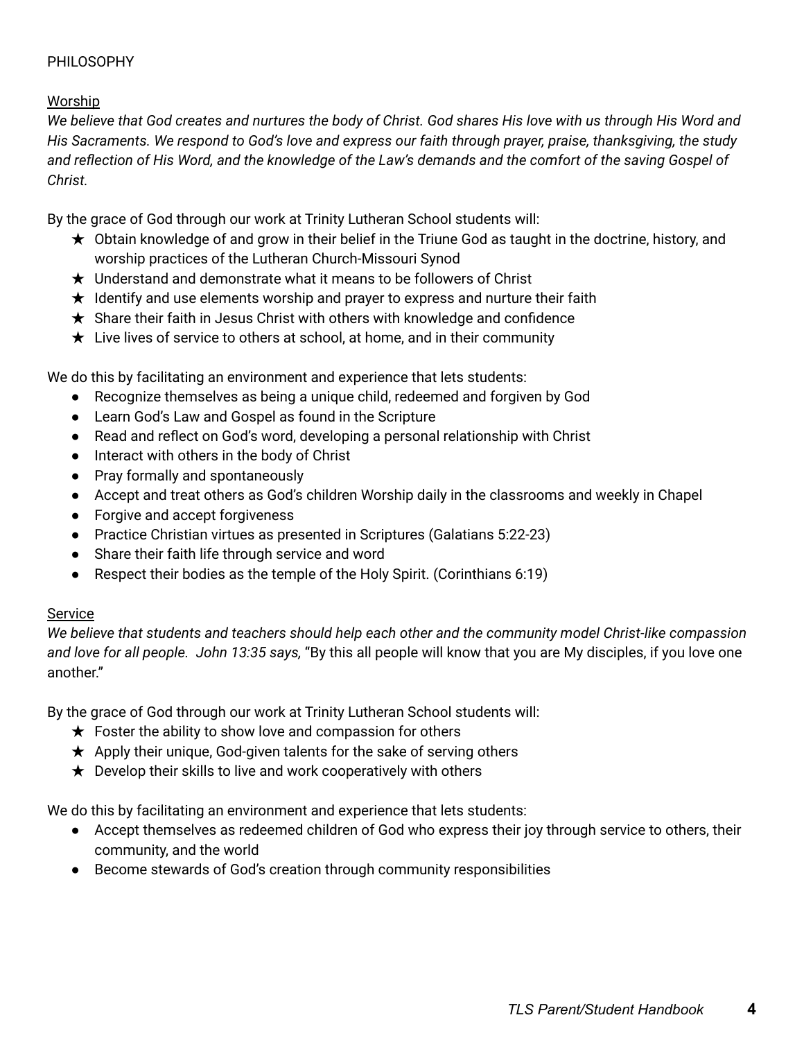PHILOSOPHY

## Worship

*We believe that God creates and nurtures the body of Christ. God shares His love with us through His Word and His Sacraments. We respond to God's love and express our faith through prayer, praise, thanksgiving, the study and reflection of His Word, and the knowledge of the Law's demands and the comfort of the saving Gospel of Christ.*

By the grace of God through our work at Trinity Lutheran School students will:

- ★ Obtain knowledge of and grow in their belief in the Triune God as taught in the doctrine, history, and worship practices of the Lutheran Church-Missouri Synod
- ★ Understand and demonstrate what it means to be followers of Christ
- ★ Identify and use elements worship and prayer to express and nurture their faith
- ★ Share their faith in Jesus Christ with others with knowledge and confidence
- ★ Live lives of service to others at school, at home, and in their community

We do this by facilitating an environment and experience that lets students:

- Recognize themselves as being a unique child, redeemed and forgiven by God
- Learn God's Law and Gospel as found in the Scripture
- Read and reflect on God's word, developing a personal relationship with Christ
- Interact with others in the body of Christ
- Pray formally and spontaneously
- Accept and treat others as God's children Worship daily in the classrooms and weekly in Chapel
- Forgive and accept forgiveness
- Practice Christian virtues as presented in Scriptures (Galatians 5:22-23)
- Share their faith life through service and word
- Respect their bodies as the temple of the Holy Spirit. (Corinthians 6:19)

## Service

*We believe that students and teachers should help each other and the community model Christ-like compassion and love for all people. John 13:35 says,* "By this all people will know that you are My disciples, if you love one another."

By the grace of God through our work at Trinity Lutheran School students will:

- ★ Foster the ability to show love and compassion for others
- ★ Apply their unique, God-given talents for the sake of serving others
- ★ Develop their skills to live and work cooperatively with others

We do this by facilitating an environment and experience that lets students:

- Accept themselves as redeemed children of God who express their joy through service to others, their community, and the world
- Become stewards of God's creation through community responsibilities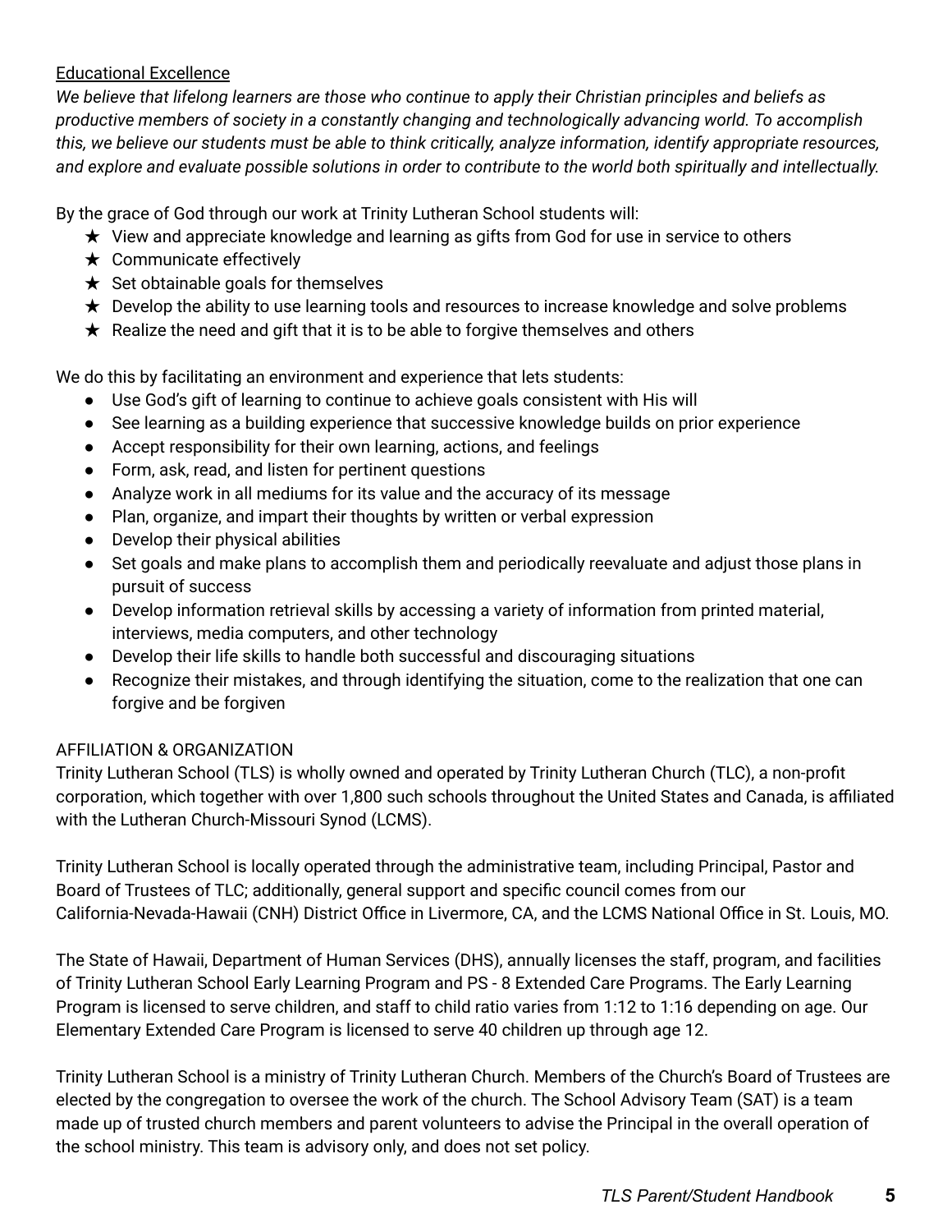<u>Educational Excellence</u>

*We believe that lifelong learners are those who continue to apply their Christian principles and beliefs as productive members of society in a constantly changing and technologically advancing world. To accomplish this, we believe our students must be able to think critically, analyze information, identify appropriate resources, and explore and evaluate possible solutions in order to contribute to the world both spiritually and intellectually.*

By the grace of God through our work at Trinity Lutheran School students will:

- ★ View and appreciate knowledge and learning as gifts from God for use in service to others
- ★ Communicate effectively
- ★ Set obtainable goals for themselves
- ★ Develop the ability to use learning tools and resources to increase knowledge and solve problems
- ★ Realize the need and gift that it is to be able to forgive themselves and others

We do this by facilitating an environment and experience that lets students:

- Use God's gift of learning to continue to achieve goals consistent with His will
- See learning as a building experience that successive knowledge builds on prior experience
- Accept responsibility for their own learning, actions, and feelings
- Form, ask, read, and listen for pertinent questions
- Analyze work in all mediums for its value and the accuracy of its message
- Plan, organize, and impart their thoughts by written or verbal expression
- Develop their physical abilities
- Set goals and make plans to accomplish them and periodically reevaluate and adjust those plans in pursuit of success
- Develop information retrieval skills by accessing a variety of information from printed material, interviews, media computers, and other technology
- Develop their life skills to handle both successful and discouraging situations
- Recognize their mistakes, and through identifying the situation, come to the realization that one can forgive and be forgiven

## AFFILIATION & ORGANIZATION

Trinity Lutheran School (TLS) is wholly owned and operated by Trinity Lutheran Church (TLC), a non-profit corporation, which together with over 1,800 such schools throughout the United States and Canada, is affiliated with the Lutheran Church-Missouri Synod (LCMS).

Trinity Lutheran School is locally operated through the administrative team, including Principal, Pastor and Board of Trustees of TLC; additionally, general support and specific council comes from our California-Nevada-Hawaii (CNH) District Office in Livermore, CA, and the LCMS National Office in St. Louis, MO.

The State of Hawaii, Department of Human Services (DHS), annually licenses the staff, program, and facilities of Trinity Lutheran School Early Learning Program and PS - 8 Extended Care Programs. The Early Learning Program is licensed to serve children, and staff to child ratio varies from 1:12 to 1:16 depending on age. Our Elementary Extended Care Program is licensed to serve 40 children up through age 12.

Trinity Lutheran School is a ministry of Trinity Lutheran Church. Members of the Church's Board of Trustees are elected by the congregation to oversee the work of the church. The School Advisory Team (SAT) is a team made up of trusted church members and parent volunteers to advise the Principal in the overall operation of the school ministry. This team is advisory only, and does not set policy.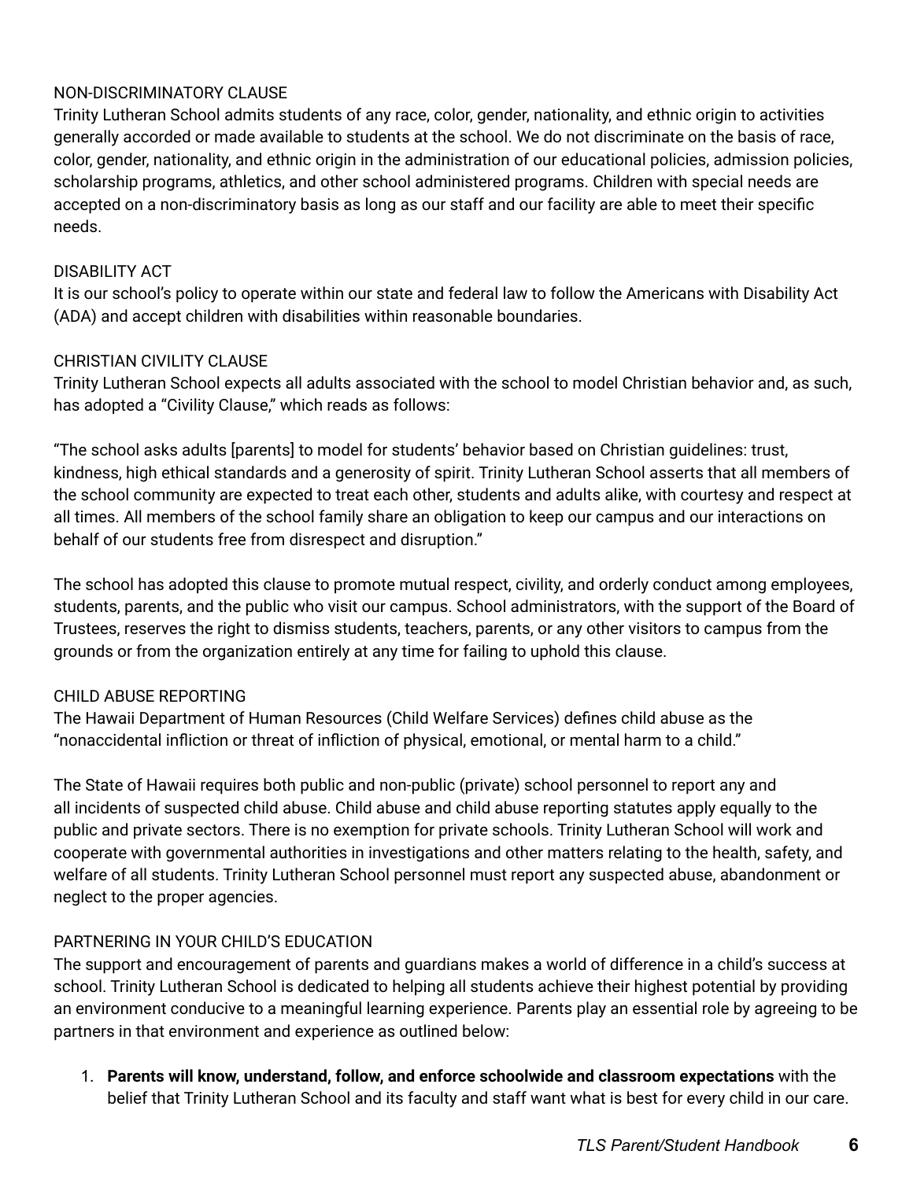## NON-DISCRIMINATORY CLAUSE

Trinity Lutheran School admits students of any race, color, gender, nationality, and ethnic origin to activities generally accorded or made available to students at the school. We do not discriminate on the basis of race, color, gender, nationality, and ethnic origin in the administration of our educational policies, admission policies, scholarship programs, athletics, and other school administered programs. Children with special needs are accepted on a non-discriminatory basis as long as our staff and our facility are able to meet their specific needs.

## DISABILITY ACT

It is our school's policy to operate within our state and federal law to follow the Americans with Disability Act (ADA) and accept children with disabilities within reasonable boundaries.

## CHRISTIAN CIVILITY CLAUSE

Trinity Lutheran School expects all adults associated with the school to model Christian behavior and, as such, has adopted a "Civility Clause," which reads as follows:

"The school asks adults [parents] to model for students' behavior based on Christian guidelines: trust, kindness, high ethical standards and a generosity of spirit. Trinity Lutheran School asserts that all members of the school community are expected to treat each other, students and adults alike, with courtesy and respect at all times. All members of the school family share an obligation to keep our campus and our interactions on behalf of our students free from disrespect and disruption."

The school has adopted this clause to promote mutual respect, civility, and orderly conduct among employees, students, parents, and the public who visit our campus. School administrators, with the support of the Board of Trustees, reserves the right to dismiss students, teachers, parents, or any other visitors to campus from the grounds or from the organization entirely at any time for failing to uphold this clause.

## CHILD ABUSE REPORTING

The Hawaii Department of Human Resources (Child Welfare Services) defines child abuse as the "nonaccidental infliction or threat of infliction of physical, emotional, or mental harm to a child."

The State of Hawaii requires both public and non-public (private) school personnel to report any and all incidents of suspected child abuse. Child abuse and child abuse reporting statutes apply equally to the public and private sectors. There is no exemption for private schools. Trinity Lutheran School will work and cooperate with governmental authorities in investigations and other matters relating to the health, safety, and welfare of all students. Trinity Lutheran School personnel must report any suspected abuse, abandonment or neglect to the proper agencies.

## PARTNERING IN YOUR CHILD'S EDUCATION

The support and encouragement of parents and guardians makes a world of difference in a child's success at school. Trinity Lutheran School is dedicated to helping all students achieve their highest potential by providing an environment conducive to a meaningful learning experience. Parents play an essential role by agreeing to be partners in that environment and experience as outlined below:

1. **Parents will know, understand, follow, and enforce schoolwide and classroom expectations** with the belief that Trinity Lutheran School and its faculty and staff want what is best for every child in our care.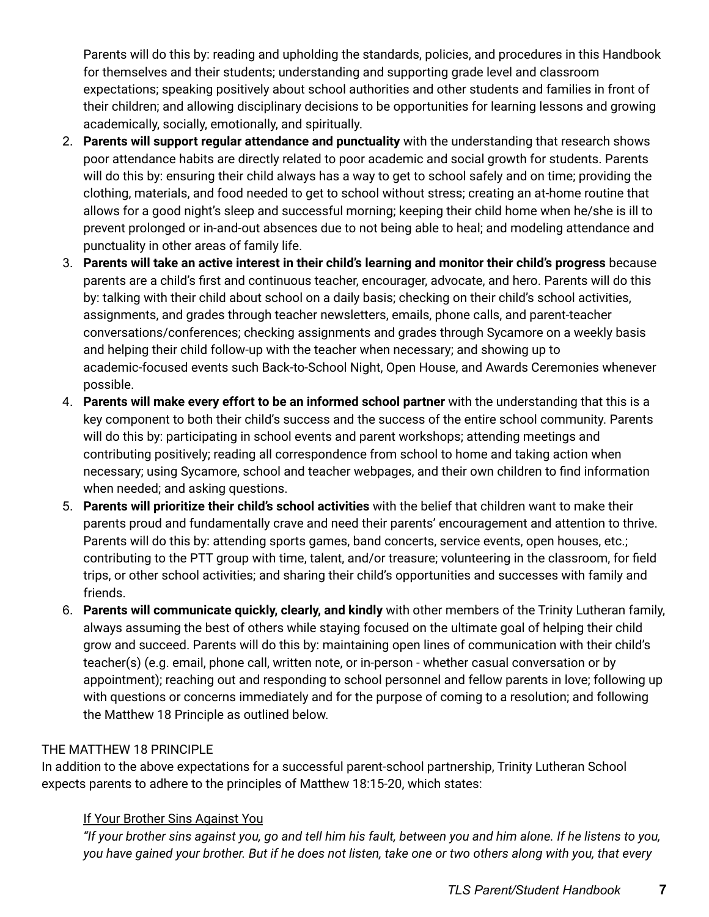Parents will do this by: reading and upholding the standards, policies, and procedures in this Handbook for themselves and their students; understanding and supporting grade level and classroom expectations; speaking positively about school authorities and other students and families in front of their children; and allowing disciplinary decisions to be opportunities for learning lessons and growing academically, socially, emotionally, and spiritually.

2. **Parents will support regular attendance and punctuality** with the understanding that research shows poor attendance habits are directly related to poor academic and social growth for students. Parents will do this by: ensuring their child always has a way to get to school safely and on time; providing the clothing, materials, and food needed to get to school without stress; creating an at-home routine that allows for a good night's sleep and successful morning; keeping their child home when he/she is ill to prevent prolonged or in-and-out absences due to not being able to heal; and modeling attendance and punctuality in other areas of family life.
3. **Parents will take an active interest in their child's learning and monitor their child's progress** because parents are a child's first and continuous teacher, encourager, advocate, and hero. Parents will do this by: talking with their child about school on a daily basis; checking on their child's school activities, assignments, and grades through teacher newsletters, emails, phone calls, and parent-teacher conversations/conferences; checking assignments and grades through Sycamore on a weekly basis and helping their child follow-up with the teacher when necessary; and showing up to academic-focused events such Back-to-School Night, Open House, and Awards Ceremonies whenever possible.
4. **Parents will make every effort to be an informed school partner** with the understanding that this is a key component to both their child's success and the success of the entire school community. Parents will do this by: participating in school events and parent workshops; attending meetings and contributing positively; reading all correspondence from school to home and taking action when necessary; using Sycamore, school and teacher webpages, and their own children to find information when needed; and asking questions.
5. **Parents will prioritize their child's school activities** with the belief that children want to make their parents proud and fundamentally crave and need their parents' encouragement and attention to thrive. Parents will do this by: attending sports games, band concerts, service events, open houses, etc.; contributing to the PTT group with time, talent, and/or treasure; volunteering in the classroom, for field trips, or other school activities; and sharing their child's opportunities and successes with family and friends.
6. **Parents will communicate quickly, clearly, and kindly** with other members of the Trinity Lutheran family, always assuming the best of others while staying focused on the ultimate goal of helping their child grow and succeed. Parents will do this by: maintaining open lines of communication with their child's teacher(s) (e.g. email, phone call, written note, or in-person - whether casual conversation or by appointment); reaching out and responding to school personnel and fellow parents in love; following up with questions or concerns immediately and for the purpose of coming to a resolution; and following the Matthew 18 Principle as outlined below.

THE MATTHEW 18 PRINCIPLE

In addition to the above expectations for a successful parent-school partnership, Trinity Lutheran School expects parents to adhere to the principles of Matthew 18:15-20, which states:

<u>If Your Brother Sins Against You</u>

*"If your brother sins against you, go and tell him his fault, between you and him alone. If he listens to you, you have gained your brother. But if he does not listen, take one or two others along with you, that every*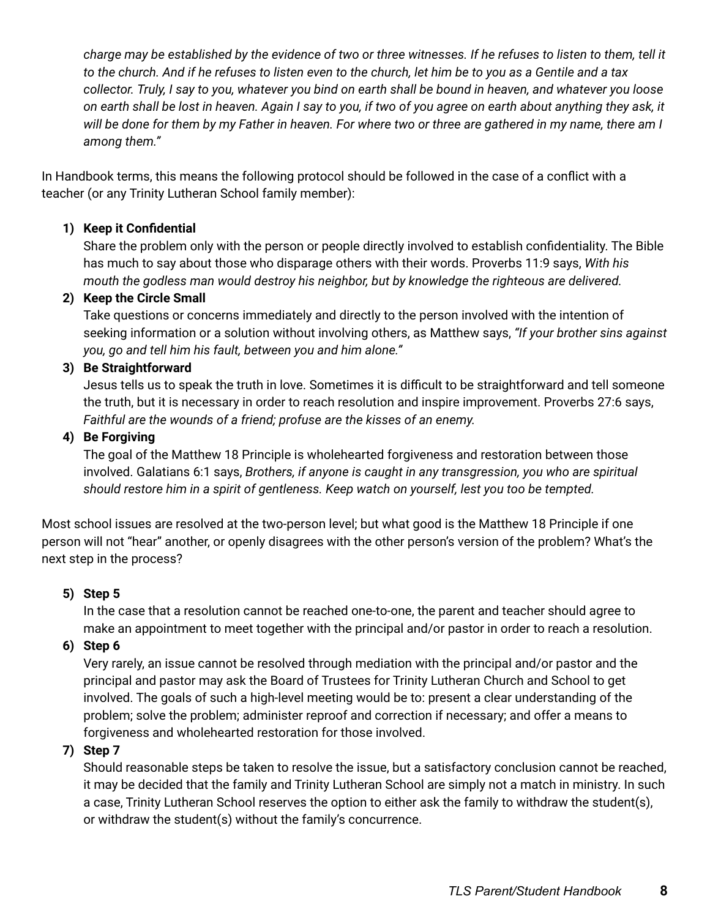*charge may be established by the evidence of two or three witnesses. If he refuses to listen to them, tell it to the church. And if he refuses to listen even to the church, let him be to you as a Gentile and a tax collector. Truly, I say to you, whatever you bind on earth shall be bound in heaven, and whatever you loose on earth shall be lost in heaven. Again I say to you, if two of you agree on earth about anything they ask, it will be done for them by my Father in heaven. For where two or three are gathered in my name, there am I among them."*

In Handbook terms, this means the following protocol should be followed in the case of a conflict with a teacher (or any Trinity Lutheran School family member):

1) **Keep it Confidential**
   Share the problem only with the person or people directly involved to establish confidentiality. The Bible has much to say about those who disparage others with their words. Proverbs 11:9 says, *With his mouth the godless man would destroy his neighbor, but by knowledge the righteous are delivered.*
2) **Keep the Circle Small**
   Take questions or concerns immediately and directly to the person involved with the intention of seeking information or a solution without involving others, as Matthew says, *"If your brother sins against you, go and tell him his fault, between you and him alone."*
3) **Be Straightforward**
   Jesus tells us to speak the truth in love. Sometimes it is difficult to be straightforward and tell someone the truth, but it is necessary in order to reach resolution and inspire improvement. Proverbs 27:6 says, *Faithful are the wounds of a friend; profuse are the kisses of an enemy.*
4) **Be Forgiving**
   The goal of the Matthew 18 Principle is wholehearted forgiveness and restoration between those involved. Galatians 6:1 says, *Brothers, if anyone is caught in any transgression, you who are spiritual should restore him in a spirit of gentleness. Keep watch on yourself, lest you too be tempted.*

Most school issues are resolved at the two-person level; but what good is the Matthew 18 Principle if one person will not "hear" another, or openly disagrees with the other person's version of the problem? What's the next step in the process?

5) **Step 5**
   In the case that a resolution cannot be reached one-to-one, the parent and teacher should agree to make an appointment to meet together with the principal and/or pastor in order to reach a resolution.
6) **Step 6**
   Very rarely, an issue cannot be resolved through mediation with the principal and/or pastor and the principal and pastor may ask the Board of Trustees for Trinity Lutheran Church and School to get involved. The goals of such a high-level meeting would be to: present a clear understanding of the problem; solve the problem; administer reproof and correction if necessary; and offer a means to forgiveness and wholehearted restoration for those involved.
7) **Step 7**
   Should reasonable steps be taken to resolve the issue, but a satisfactory conclusion cannot be reached, it may be decided that the family and Trinity Lutheran School are simply not a match in ministry. In such a case, Trinity Lutheran School reserves the option to either ask the family to withdraw the student(s), or withdraw the student(s) without the family's concurrence.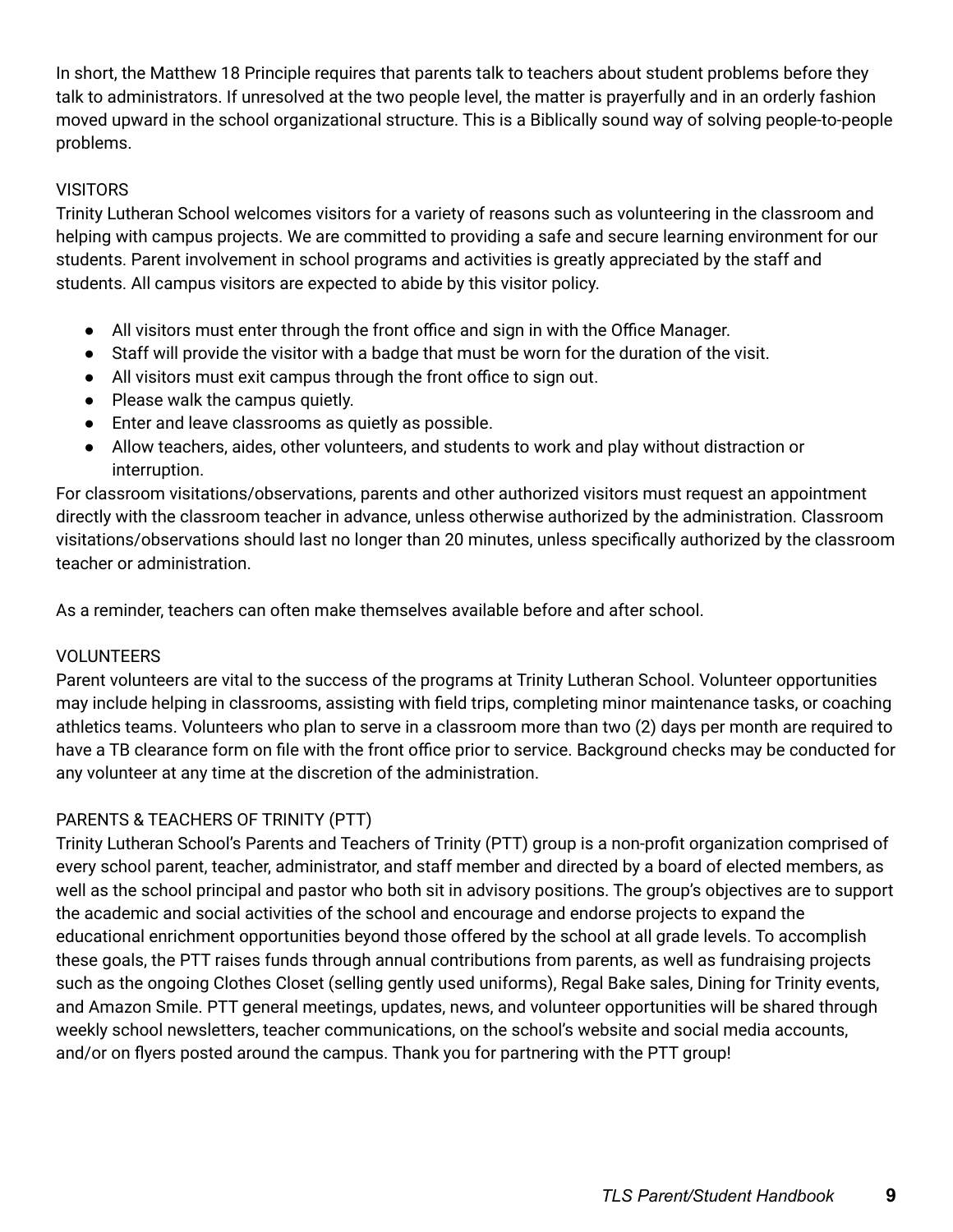In short, the Matthew 18 Principle requires that parents talk to teachers about student problems before they talk to administrators. If unresolved at the two people level, the matter is prayerfully and in an orderly fashion moved upward in the school organizational structure. This is a Biblically sound way of solving people-to-people problems.

## VISITORS

Trinity Lutheran School welcomes visitors for a variety of reasons such as volunteering in the classroom and helping with campus projects. We are committed to providing a safe and secure learning environment for our students. Parent involvement in school programs and activities is greatly appreciated by the staff and students. All campus visitors are expected to abide by this visitor policy.

- All visitors must enter through the front office and sign in with the Office Manager.
- Staff will provide the visitor with a badge that must be worn for the duration of the visit.
- All visitors must exit campus through the front office to sign out.
- Please walk the campus quietly.
- Enter and leave classrooms as quietly as possible.
- Allow teachers, aides, other volunteers, and students to work and play without distraction or interruption.

For classroom visitations/observations, parents and other authorized visitors must request an appointment directly with the classroom teacher in advance, unless otherwise authorized by the administration. Classroom visitations/observations should last no longer than 20 minutes, unless specifically authorized by the classroom teacher or administration.

As a reminder, teachers can often make themselves available before and after school.

## VOLUNTEERS

Parent volunteers are vital to the success of the programs at Trinity Lutheran School. Volunteer opportunities may include helping in classrooms, assisting with field trips, completing minor maintenance tasks, or coaching athletics teams. Volunteers who plan to serve in a classroom more than two (2) days per month are required to have a TB clearance form on file with the front office prior to service. Background checks may be conducted for any volunteer at any time at the discretion of the administration.

## PARENTS & TEACHERS OF TRINITY (PTT)

Trinity Lutheran School's Parents and Teachers of Trinity (PTT) group is a non-profit organization comprised of every school parent, teacher, administrator, and staff member and directed by a board of elected members, as well as the school principal and pastor who both sit in advisory positions. The group's objectives are to support the academic and social activities of the school and encourage and endorse projects to expand the educational enrichment opportunities beyond those offered by the school at all grade levels. To accomplish these goals, the PTT raises funds through annual contributions from parents, as well as fundraising projects such as the ongoing Clothes Closet (selling gently used uniforms), Regal Bake sales, Dining for Trinity events, and Amazon Smile. PTT general meetings, updates, news, and volunteer opportunities will be shared through weekly school newsletters, teacher communications, on the school's website and social media accounts, and/or on flyers posted around the campus. Thank you for partnering with the PTT group!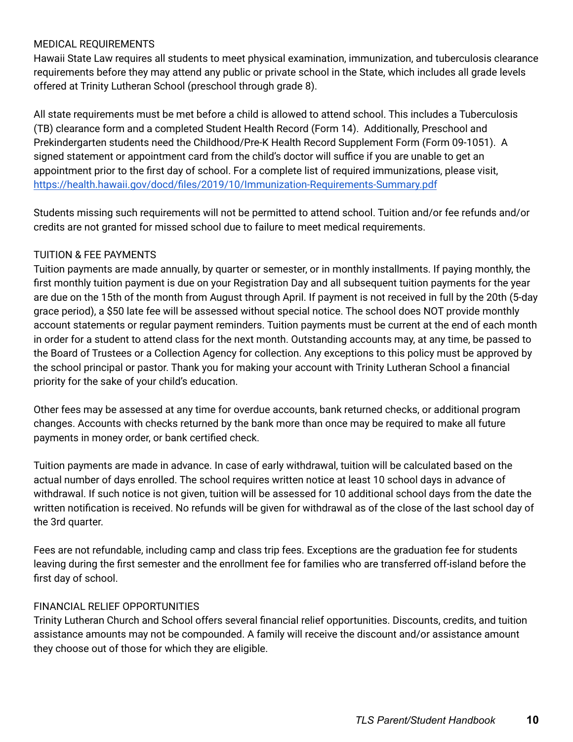## MEDICAL REQUIREMENTS

Hawaii State Law requires all students to meet physical examination, immunization, and tuberculosis clearance requirements before they may attend any public or private school in the State, which includes all grade levels offered at Trinity Lutheran School (preschool through grade 8).

All state requirements must be met before a child is allowed to attend school. This includes a Tuberculosis (TB) clearance form and a completed Student Health Record (Form 14). Additionally, Preschool and Prekindergarten students need the Childhood/Pre-K Health Record Supplement Form (Form 09-1051). A signed statement or appointment card from the child's doctor will suffice if you are unable to get an appointment prior to the first day of school. For a complete list of required immunizations, please visit, [https://health.hawaii.gov/docd/files/2019/10/Immunization-Requirements-Summary.pdf](https://health.hawaii.gov/docd/files/2019/10/Immunization-Requirements-Summary.pdf)

Students missing such requirements will not be permitted to attend school. Tuition and/or fee refunds and/or credits are not granted for missed school due to failure to meet medical requirements.

## TUITION & FEE PAYMENTS

Tuition payments are made annually, by quarter or semester, or in monthly installments. If paying monthly, the first monthly tuition payment is due on your Registration Day and all subsequent tuition payments for the year are due on the 15th of the month from August through April. If payment is not received in full by the 20th (5-day grace period), a $50 late fee will be assessed without special notice. The school does NOT provide monthly account statements or regular payment reminders. Tuition payments must be current at the end of each month in order for a student to attend class for the next month. Outstanding accounts may, at any time, be passed to the Board of Trustees or a Collection Agency for collection. Any exceptions to this policy must be approved by the school principal or pastor. Thank you for making your account with Trinity Lutheran School a financial priority for the sake of your child's education.

Other fees may be assessed at any time for overdue accounts, bank returned checks, or additional program changes. Accounts with checks returned by the bank more than once may be required to make all future payments in money order, or bank certified check.

Tuition payments are made in advance. In case of early withdrawal, tuition will be calculated based on the actual number of days enrolled. The school requires written notice at least 10 school days in advance of withdrawal. If such notice is not given, tuition will be assessed for 10 additional school days from the date the written notification is received. No refunds will be given for withdrawal as of the close of the last school day of the 3rd quarter.

Fees are not refundable, including camp and class trip fees. Exceptions are the graduation fee for students leaving during the first semester and the enrollment fee for families who are transferred off-island before the first day of school.

## FINANCIAL RELIEF OPPORTUNITIES

Trinity Lutheran Church and School offers several financial relief opportunities. Discounts, credits, and tuition assistance amounts may not be compounded. A family will receive the discount and/or assistance amount they choose out of those for which they are eligible.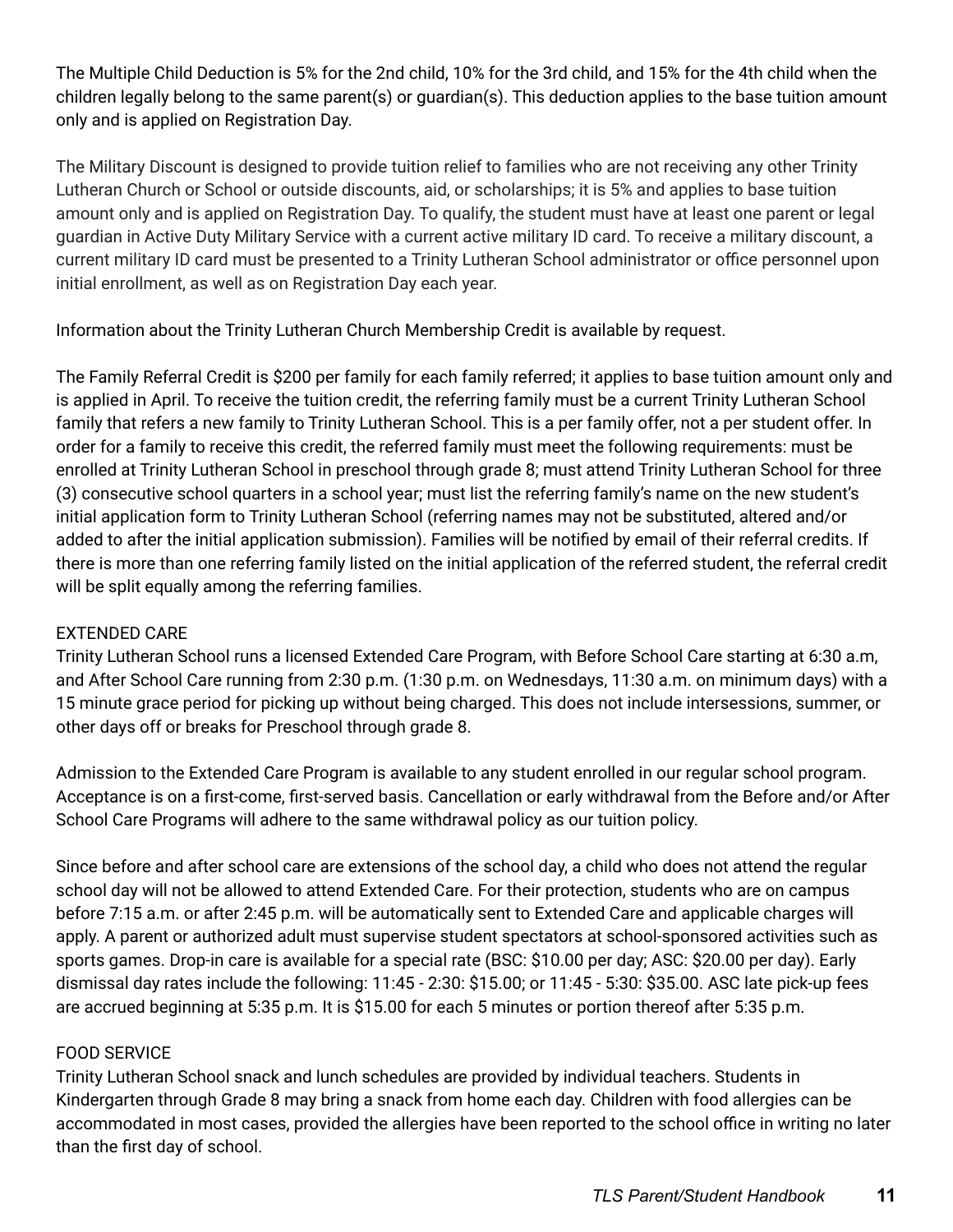The Multiple Child Deduction is 5% for the 2nd child, 10% for the 3rd child, and 15% for the 4th child when the children legally belong to the same parent(s) or guardian(s). This deduction applies to the base tuition amount only and is applied on Registration Day.

The Military Discount is designed to provide tuition relief to families who are not receiving any other Trinity Lutheran Church or School or outside discounts, aid, or scholarships; it is 5% and applies to base tuition amount only and is applied on Registration Day. To qualify, the student must have at least one parent or legal guardian in Active Duty Military Service with a current active military ID card. To receive a military discount, a current military ID card must be presented to a Trinity Lutheran School administrator or office personnel upon initial enrollment, as well as on Registration Day each year.

Information about the Trinity Lutheran Church Membership Credit is available by request.

The Family Referral Credit is $200 per family for each family referred; it applies to base tuition amount only and is applied in April. To receive the tuition credit, the referring family must be a current Trinity Lutheran School family that refers a new family to Trinity Lutheran School. This is a per family offer, not a per student offer. In order for a family to receive this credit, the referred family must meet the following requirements: must be enrolled at Trinity Lutheran School in preschool through grade 8; must attend Trinity Lutheran School for three (3) consecutive school quarters in a school year; must list the referring family's name on the new student's initial application form to Trinity Lutheran School (referring names may not be substituted, altered and/or added to after the initial application submission). Families will be notified by email of their referral credits. If there is more than one referring family listed on the initial application of the referred student, the referral credit will be split equally among the referring families.

## EXTENDED CARE

Trinity Lutheran School runs a licensed Extended Care Program, with Before School Care starting at 6:30 a.m, and After School Care running from 2:30 p.m. (1:30 p.m. on Wednesdays, 11:30 a.m. on minimum days) with a 15 minute grace period for picking up without being charged. This does not include intersessions, summer, or other days off or breaks for Preschool through grade 8.

Admission to the Extended Care Program is available to any student enrolled in our regular school program. Acceptance is on a first-come, first-served basis. Cancellation or early withdrawal from the Before and/or After School Care Programs will adhere to the same withdrawal policy as our tuition policy.

Since before and after school care are extensions of the school day, a child who does not attend the regular school day will not be allowed to attend Extended Care. For their protection, students who are on campus before 7:15 a.m. or after 2:45 p.m. will be automatically sent to Extended Care and applicable charges will apply. A parent or authorized adult must supervise student spectators at school-sponsored activities such as sports games. Drop-in care is available for a special rate (BSC: $10.00 per day; ASC: $20.00 per day). Early dismissal day rates include the following: 11:45 - 2:30: $15.00; or 11:45 - 5:30: $35.00. ASC late pick-up fees are accrued beginning at 5:35 p.m. It is $15.00 for each 5 minutes or portion thereof after 5:35 p.m.

## FOOD SERVICE

Trinity Lutheran School snack and lunch schedules are provided by individual teachers. Students in Kindergarten through Grade 8 may bring a snack from home each day. Children with food allergies can be accommodated in most cases, provided the allergies have been reported to the school office in writing no later than the first day of school.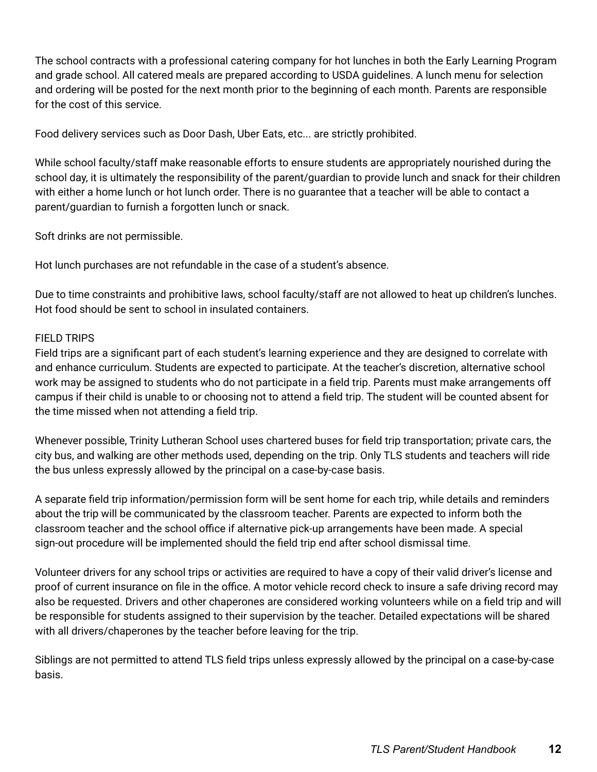The school contracts with a professional catering company for hot lunches in both the Early Learning Program and grade school. All catered meals are prepared according to USDA guidelines. A lunch menu for selection and ordering will be posted for the next month prior to the beginning of each month. Parents are responsible for the cost of this service.

Food delivery services such as Door Dash, Uber Eats, etc... are strictly prohibited.

While school faculty/staff make reasonable efforts to ensure students are appropriately nourished during the school day, it is ultimately the responsibility of the parent/guardian to provide lunch and snack for their children with either a home lunch or hot lunch order. There is no guarantee that a teacher will be able to contact a parent/guardian to furnish a forgotten lunch or snack.

Soft drinks are not permissible.

Hot lunch purchases are not refundable in the case of a student's absence.

Due to time constraints and prohibitive laws, school faculty/staff are not allowed to heat up children's lunches. Hot food should be sent to school in insulated containers.

## FIELD TRIPS

Field trips are a significant part of each student's learning experience and they are designed to correlate with and enhance curriculum. Students are expected to participate. At the teacher's discretion, alternative school work may be assigned to students who do not participate in a field trip. Parents must make arrangements off campus if their child is unable to or choosing not to attend a field trip. The student will be counted absent for the time missed when not attending a field trip.

Whenever possible, Trinity Lutheran School uses chartered buses for field trip transportation; private cars, the city bus, and walking are other methods used, depending on the trip. Only TLS students and teachers will ride the bus unless expressly allowed by the principal on a case-by-case basis.

A separate field trip information/permission form will be sent home for each trip, while details and reminders about the trip will be communicated by the classroom teacher. Parents are expected to inform both the classroom teacher and the school office if alternative pick-up arrangements have been made. A special sign-out procedure will be implemented should the field trip end after school dismissal time.

Volunteer drivers for any school trips or activities are required to have a copy of their valid driver's license and proof of current insurance on file in the office. A motor vehicle record check to insure a safe driving record may also be requested. Drivers and other chaperones are considered working volunteers while on a field trip and will be responsible for students assigned to their supervision by the teacher. Detailed expectations will be shared with all drivers/chaperones by the teacher before leaving for the trip.

Siblings are not permitted to attend TLS field trips unless expressly allowed by the principal on a case-by-case basis.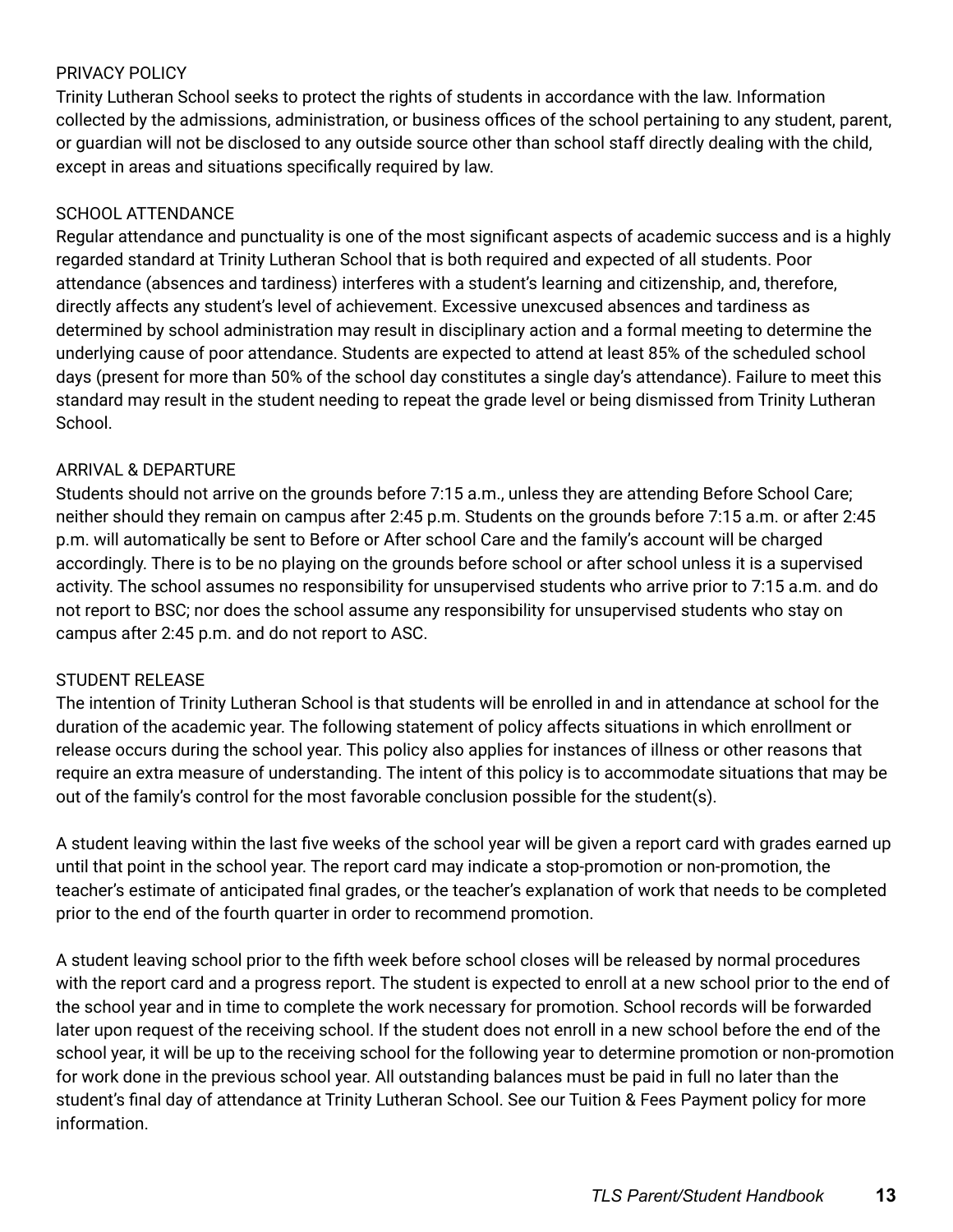## PRIVACY POLICY

Trinity Lutheran School seeks to protect the rights of students in accordance with the law. Information collected by the admissions, administration, or business offices of the school pertaining to any student, parent, or guardian will not be disclosed to any outside source other than school staff directly dealing with the child, except in areas and situations specifically required by law.

## SCHOOL ATTENDANCE

Regular attendance and punctuality is one of the most significant aspects of academic success and is a highly regarded standard at Trinity Lutheran School that is both required and expected of all students. Poor attendance (absences and tardiness) interferes with a student's learning and citizenship, and, therefore, directly affects any student's level of achievement. Excessive unexcused absences and tardiness as determined by school administration may result in disciplinary action and a formal meeting to determine the underlying cause of poor attendance. Students are expected to attend at least 85% of the scheduled school days (present for more than 50% of the school day constitutes a single day's attendance). Failure to meet this standard may result in the student needing to repeat the grade level or being dismissed from Trinity Lutheran School.

## ARRIVAL & DEPARTURE

Students should not arrive on the grounds before 7:15 a.m., unless they are attending Before School Care; neither should they remain on campus after 2:45 p.m. Students on the grounds before 7:15 a.m. or after 2:45 p.m. will automatically be sent to Before or After school Care and the family's account will be charged accordingly. There is to be no playing on the grounds before school or after school unless it is a supervised activity. The school assumes no responsibility for unsupervised students who arrive prior to 7:15 a.m. and do not report to BSC; nor does the school assume any responsibility for unsupervised students who stay on campus after 2:45 p.m. and do not report to ASC.

## STUDENT RELEASE

The intention of Trinity Lutheran School is that students will be enrolled in and in attendance at school for the duration of the academic year. The following statement of policy affects situations in which enrollment or release occurs during the school year. This policy also applies for instances of illness or other reasons that require an extra measure of understanding. The intent of this policy is to accommodate situations that may be out of the family's control for the most favorable conclusion possible for the student(s).

A student leaving within the last five weeks of the school year will be given a report card with grades earned up until that point in the school year. The report card may indicate a stop-promotion or non-promotion, the teacher's estimate of anticipated final grades, or the teacher's explanation of work that needs to be completed prior to the end of the fourth quarter in order to recommend promotion.

A student leaving school prior to the fifth week before school closes will be released by normal procedures with the report card and a progress report. The student is expected to enroll at a new school prior to the end of the school year and in time to complete the work necessary for promotion. School records will be forwarded later upon request of the receiving school. If the student does not enroll in a new school before the end of the school year, it will be up to the receiving school for the following year to determine promotion or non-promotion for work done in the previous school year. All outstanding balances must be paid in full no later than the student's final day of attendance at Trinity Lutheran School. See our Tuition & Fees Payment policy for more information.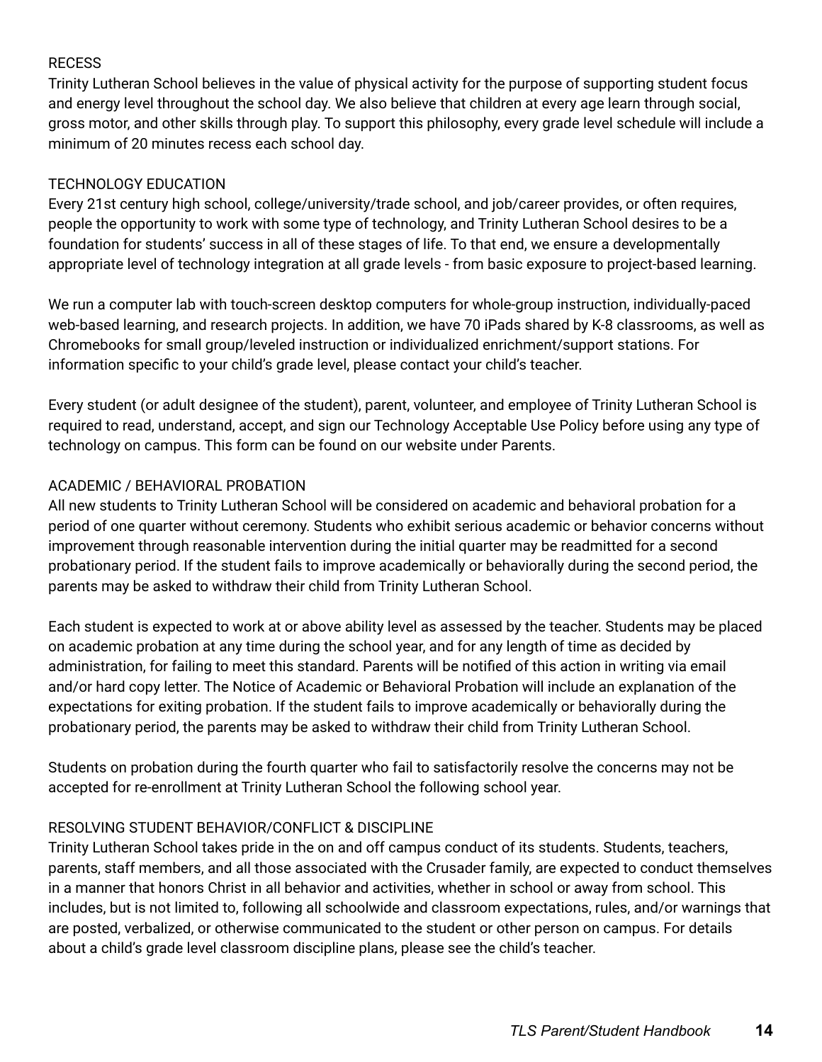## RECESS

Trinity Lutheran School believes in the value of physical activity for the purpose of supporting student focus and energy level throughout the school day. We also believe that children at every age learn through social, gross motor, and other skills through play. To support this philosophy, every grade level schedule will include a minimum of 20 minutes recess each school day.

## TECHNOLOGY EDUCATION

Every 21st century high school, college/university/trade school, and job/career provides, or often requires, people the opportunity to work with some type of technology, and Trinity Lutheran School desires to be a foundation for students' success in all of these stages of life. To that end, we ensure a developmentally appropriate level of technology integration at all grade levels - from basic exposure to project-based learning.

We run a computer lab with touch-screen desktop computers for whole-group instruction, individually-paced web-based learning, and research projects. In addition, we have 70 iPads shared by K-8 classrooms, as well as Chromebooks for small group/leveled instruction or individualized enrichment/support stations. For information specific to your child's grade level, please contact your child's teacher.

Every student (or adult designee of the student), parent, volunteer, and employee of Trinity Lutheran School is required to read, understand, accept, and sign our Technology Acceptable Use Policy before using any type of technology on campus. This form can be found on our website under Parents.

## ACADEMIC / BEHAVIORAL PROBATION

All new students to Trinity Lutheran School will be considered on academic and behavioral probation for a period of one quarter without ceremony. Students who exhibit serious academic or behavior concerns without improvement through reasonable intervention during the initial quarter may be readmitted for a second probationary period. If the student fails to improve academically or behaviorally during the second period, the parents may be asked to withdraw their child from Trinity Lutheran School.

Each student is expected to work at or above ability level as assessed by the teacher. Students may be placed on academic probation at any time during the school year, and for any length of time as decided by administration, for failing to meet this standard. Parents will be notified of this action in writing via email and/or hard copy letter. The Notice of Academic or Behavioral Probation will include an explanation of the expectations for exiting probation. If the student fails to improve academically or behaviorally during the probationary period, the parents may be asked to withdraw their child from Trinity Lutheran School.

Students on probation during the fourth quarter who fail to satisfactorily resolve the concerns may not be accepted for re-enrollment at Trinity Lutheran School the following school year.

## RESOLVING STUDENT BEHAVIOR/CONFLICT & DISCIPLINE

Trinity Lutheran School takes pride in the on and off campus conduct of its students. Students, teachers, parents, staff members, and all those associated with the Crusader family, are expected to conduct themselves in a manner that honors Christ in all behavior and activities, whether in school or away from school. This includes, but is not limited to, following all schoolwide and classroom expectations, rules, and/or warnings that are posted, verbalized, or otherwise communicated to the student or other person on campus. For details about a child's grade level classroom discipline plans, please see the child's teacher.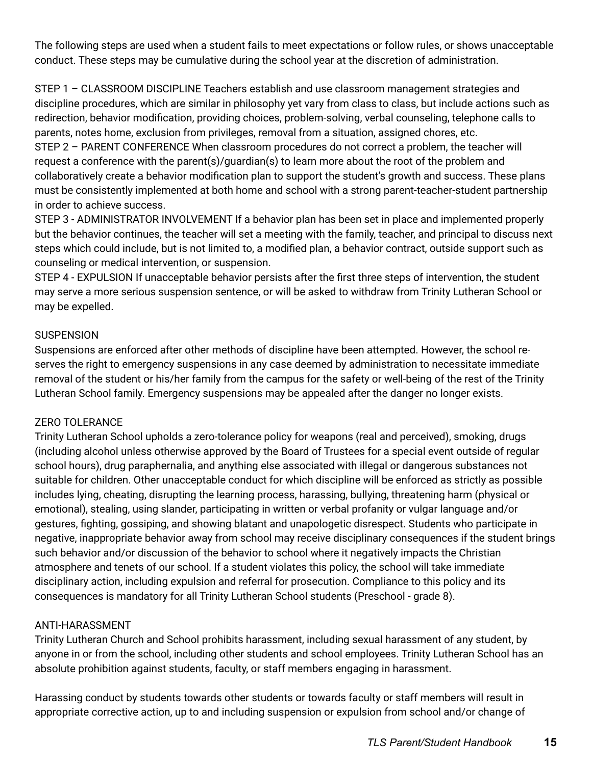The following steps are used when a student fails to meet expectations or follow rules, or shows unacceptable conduct. These steps may be cumulative during the school year at the discretion of administration.

STEP 1 – CLASSROOM DISCIPLINE Teachers establish and use classroom management strategies and discipline procedures, which are similar in philosophy yet vary from class to class, but include actions such as redirection, behavior modification, providing choices, problem-solving, verbal counseling, telephone calls to parents, notes home, exclusion from privileges, removal from a situation, assigned chores, etc.
STEP 2 – PARENT CONFERENCE When classroom procedures do not correct a problem, the teacher will request a conference with the parent(s)/guardian(s) to learn more about the root of the problem and collaboratively create a behavior modification plan to support the student's growth and success. These plans must be consistently implemented at both home and school with a strong parent-teacher-student partnership in order to achieve success.
STEP 3 - ADMINISTRATOR INVOLVEMENT If a behavior plan has been set in place and implemented properly but the behavior continues, the teacher will set a meeting with the family, teacher, and principal to discuss next steps which could include, but is not limited to, a modified plan, a behavior contract, outside support such as counseling or medical intervention, or suspension.
STEP 4 - EXPULSION If unacceptable behavior persists after the first three steps of intervention, the student may serve a more serious suspension sentence, or will be asked to withdraw from Trinity Lutheran School or may be expelled.

SUSPENSION
Suspensions are enforced after other methods of discipline have been attempted. However, the school reserves the right to emergency suspensions in any case deemed by administration to necessitate immediate removal of the student or his/her family from the campus for the safety or well-being of the rest of the Trinity Lutheran School family. Emergency suspensions may be appealed after the danger no longer exists.

ZERO TOLERANCE
Trinity Lutheran School upholds a zero-tolerance policy for weapons (real and perceived), smoking, drugs (including alcohol unless otherwise approved by the Board of Trustees for a special event outside of regular school hours), drug paraphernalia, and anything else associated with illegal or dangerous substances not suitable for children. Other unacceptable conduct for which discipline will be enforced as strictly as possible includes lying, cheating, disrupting the learning process, harassing, bullying, threatening harm (physical or emotional), stealing, using slander, participating in written or verbal profanity or vulgar language and/or gestures, fighting, gossiping, and showing blatant and unapologetic disrespect. Students who participate in negative, inappropriate behavior away from school may receive disciplinary consequences if the student brings such behavior and/or discussion of the behavior to school where it negatively impacts the Christian atmosphere and tenets of our school. If a student violates this policy, the school will take immediate disciplinary action, including expulsion and referral for prosecution. Compliance to this policy and its consequences is mandatory for all Trinity Lutheran School students (Preschool - grade 8).

ANTI-HARASSMENT
Trinity Lutheran Church and School prohibits harassment, including sexual harassment of any student, by anyone in or from the school, including other students and school employees. Trinity Lutheran School has an absolute prohibition against students, faculty, or staff members engaging in harassment.

Harassing conduct by students towards other students or towards faculty or staff members will result in appropriate corrective action, up to and including suspension or expulsion from school and/or change of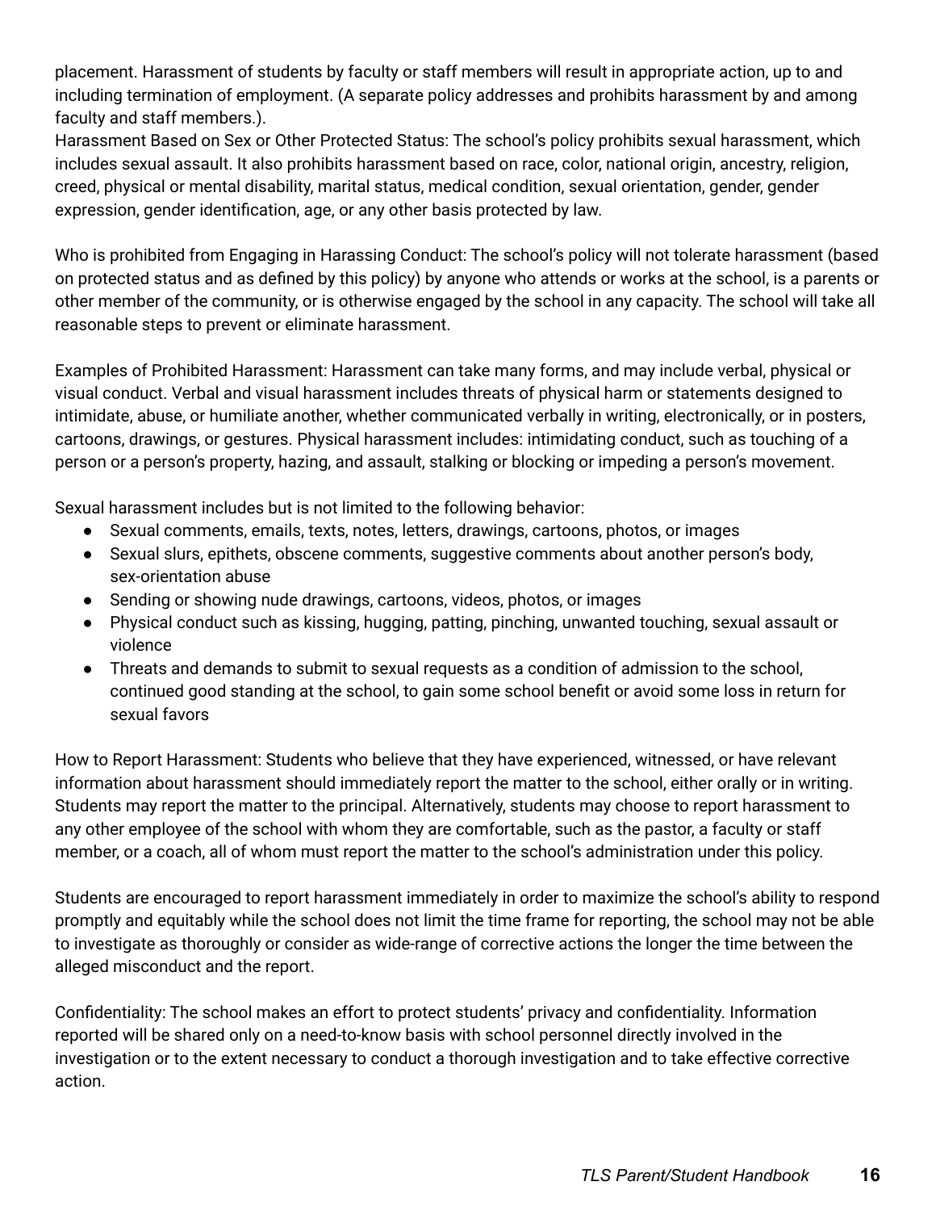placement. Harassment of students by faculty or staff members will result in appropriate action, up to and including termination of employment. (A separate policy addresses and prohibits harassment by and among faculty and staff members.).
Harassment Based on Sex or Other Protected Status: The school's policy prohibits sexual harassment, which includes sexual assault. It also prohibits harassment based on race, color, national origin, ancestry, religion, creed, physical or mental disability, marital status, medical condition, sexual orientation, gender, gender expression, gender identification, age, or any other basis protected by law.

Who is prohibited from Engaging in Harassing Conduct: The school's policy will not tolerate harassment (based on protected status and as defined by this policy) by anyone who attends or works at the school, is a parents or other member of the community, or is otherwise engaged by the school in any capacity. The school will take all reasonable steps to prevent or eliminate harassment.

Examples of Prohibited Harassment: Harassment can take many forms, and may include verbal, physical or visual conduct. Verbal and visual harassment includes threats of physical harm or statements designed to intimidate, abuse, or humiliate another, whether communicated verbally in writing, electronically, or in posters, cartoons, drawings, or gestures. Physical harassment includes: intimidating conduct, such as touching of a person or a person's property, hazing, and assault, stalking or blocking or impeding a person's movement.

Sexual harassment includes but is not limited to the following behavior:

- Sexual comments, emails, texts, notes, letters, drawings, cartoons, photos, or images
- Sexual slurs, epithets, obscene comments, suggestive comments about another person's body, sex-orientation abuse
- Sending or showing nude drawings, cartoons, videos, photos, or images
- Physical conduct such as kissing, hugging, patting, pinching, unwanted touching, sexual assault or violence
- Threats and demands to submit to sexual requests as a condition of admission to the school, continued good standing at the school, to gain some school benefit or avoid some loss in return for sexual favors

How to Report Harassment: Students who believe that they have experienced, witnessed, or have relevant information about harassment should immediately report the matter to the school, either orally or in writing. Students may report the matter to the principal. Alternatively, students may choose to report harassment to any other employee of the school with whom they are comfortable, such as the pastor, a faculty or staff member, or a coach, all of whom must report the matter to the school's administration under this policy.

Students are encouraged to report harassment immediately in order to maximize the school's ability to respond promptly and equitably while the school does not limit the time frame for reporting, the school may not be able to investigate as thoroughly or consider as wide-range of corrective actions the longer the time between the alleged misconduct and the report.

Confidentiality: The school makes an effort to protect students' privacy and confidentiality. Information reported will be shared only on a need-to-know basis with school personnel directly involved in the investigation or to the extent necessary to conduct a thorough investigation and to take effective corrective action.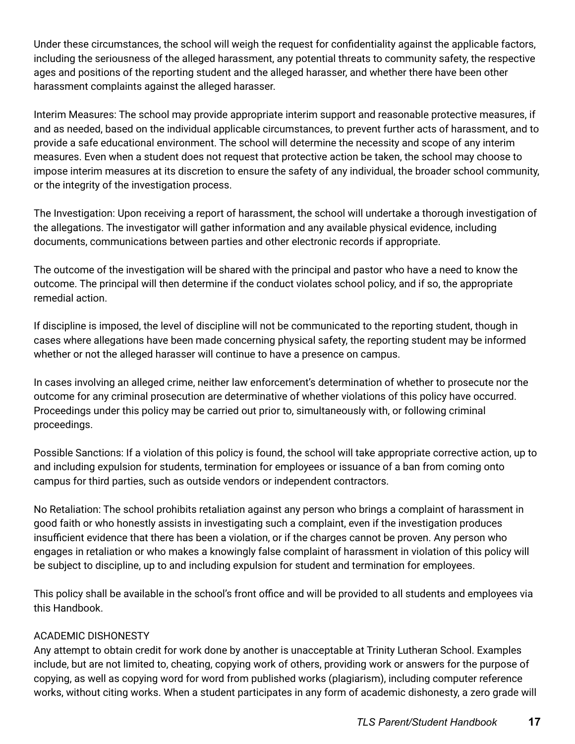Under these circumstances, the school will weigh the request for confidentiality against the applicable factors, including the seriousness of the alleged harassment, any potential threats to community safety, the respective ages and positions of the reporting student and the alleged harasser, and whether there have been other harassment complaints against the alleged harasser.

Interim Measures: The school may provide appropriate interim support and reasonable protective measures, if and as needed, based on the individual applicable circumstances, to prevent further acts of harassment, and to provide a safe educational environment. The school will determine the necessity and scope of any interim measures. Even when a student does not request that protective action be taken, the school may choose to impose interim measures at its discretion to ensure the safety of any individual, the broader school community, or the integrity of the investigation process.

The Investigation: Upon receiving a report of harassment, the school will undertake a thorough investigation of the allegations. The investigator will gather information and any available physical evidence, including documents, communications between parties and other electronic records if appropriate.

The outcome of the investigation will be shared with the principal and pastor who have a need to know the outcome. The principal will then determine if the conduct violates school policy, and if so, the appropriate remedial action.

If discipline is imposed, the level of discipline will not be communicated to the reporting student, though in cases where allegations have been made concerning physical safety, the reporting student may be informed whether or not the alleged harasser will continue to have a presence on campus.

In cases involving an alleged crime, neither law enforcement's determination of whether to prosecute nor the outcome for any criminal prosecution are determinative of whether violations of this policy have occurred. Proceedings under this policy may be carried out prior to, simultaneously with, or following criminal proceedings.

Possible Sanctions: If a violation of this policy is found, the school will take appropriate corrective action, up to and including expulsion for students, termination for employees or issuance of a ban from coming onto campus for third parties, such as outside vendors or independent contractors.

No Retaliation: The school prohibits retaliation against any person who brings a complaint of harassment in good faith or who honestly assists in investigating such a complaint, even if the investigation produces insufficient evidence that there has been a violation, or if the charges cannot be proven. Any person who engages in retaliation or who makes a knowingly false complaint of harassment in violation of this policy will be subject to discipline, up to and including expulsion for student and termination for employees.

This policy shall be available in the school's front office and will be provided to all students and employees via this Handbook.

ACADEMIC DISHONESTY

Any attempt to obtain credit for work done by another is unacceptable at Trinity Lutheran School. Examples include, but are not limited to, cheating, copying work of others, providing work or answers for the purpose of copying, as well as copying word for word from published works (plagiarism), including computer reference works, without citing works. When a student participates in any form of academic dishonesty, a zero grade will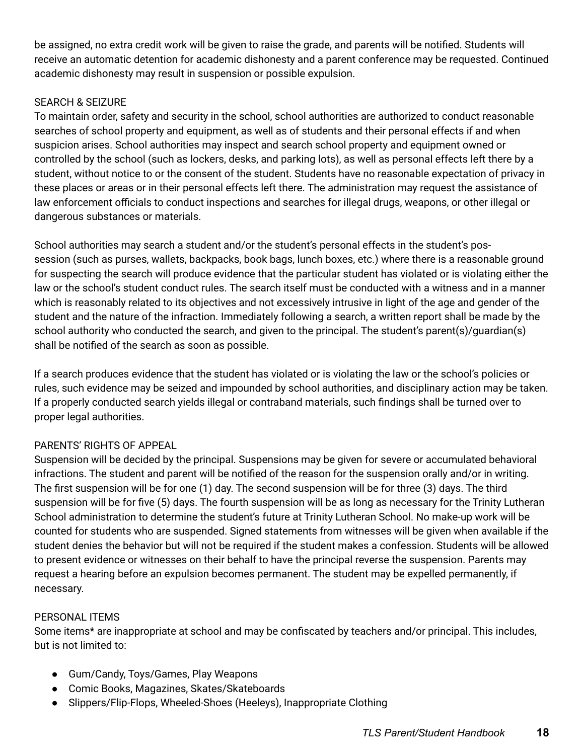be assigned, no extra credit work will be given to raise the grade, and parents will be notified. Students will receive an automatic detention for academic dishonesty and a parent conference may be requested. Continued academic dishonesty may result in suspension or possible expulsion.

## SEARCH & SEIZURE

To maintain order, safety and security in the school, school authorities are authorized to conduct reasonable searches of school property and equipment, as well as of students and their personal effects if and when suspicion arises. School authorities may inspect and search school property and equipment owned or controlled by the school (such as lockers, desks, and parking lots), as well as personal effects left there by a student, without notice to or the consent of the student. Students have no reasonable expectation of privacy in these places or areas or in their personal effects left there. The administration may request the assistance of law enforcement officials to conduct inspections and searches for illegal drugs, weapons, or other illegal or dangerous substances or materials.

School authorities may search a student and/or the student's personal effects in the student's possession (such as purses, wallets, backpacks, book bags, lunch boxes, etc.) where there is a reasonable ground for suspecting the search will produce evidence that the particular student has violated or is violating either the law or the school's student conduct rules. The search itself must be conducted with a witness and in a manner which is reasonably related to its objectives and not excessively intrusive in light of the age and gender of the student and the nature of the infraction. Immediately following a search, a written report shall be made by the school authority who conducted the search, and given to the principal. The student's parent(s)/guardian(s) shall be notified of the search as soon as possible.

If a search produces evidence that the student has violated or is violating the law or the school's policies or rules, such evidence may be seized and impounded by school authorities, and disciplinary action may be taken. If a properly conducted search yields illegal or contraband materials, such findings shall be turned over to proper legal authorities.

## PARENTS' RIGHTS OF APPEAL

Suspension will be decided by the principal. Suspensions may be given for severe or accumulated behavioral infractions. The student and parent will be notified of the reason for the suspension orally and/or in writing. The first suspension will be for one (1) day. The second suspension will be for three (3) days. The third suspension will be for five (5) days. The fourth suspension will be as long as necessary for the Trinity Lutheran School administration to determine the student's future at Trinity Lutheran School. No make-up work will be counted for students who are suspended. Signed statements from witnesses will be given when available if the student denies the behavior but will not be required if the student makes a confession. Students will be allowed to present evidence or witnesses on their behalf to have the principal reverse the suspension. Parents may request a hearing before an expulsion becomes permanent. The student may be expelled permanently, if necessary.

## PERSONAL ITEMS

Some items* are inappropriate at school and may be confiscated by teachers and/or principal. This includes, but is not limited to:

- Gum/Candy, Toys/Games, Play Weapons
- Comic Books, Magazines, Skates/Skateboards
- Slippers/Flip-Flops, Wheeled-Shoes (Heeleys), Inappropriate Clothing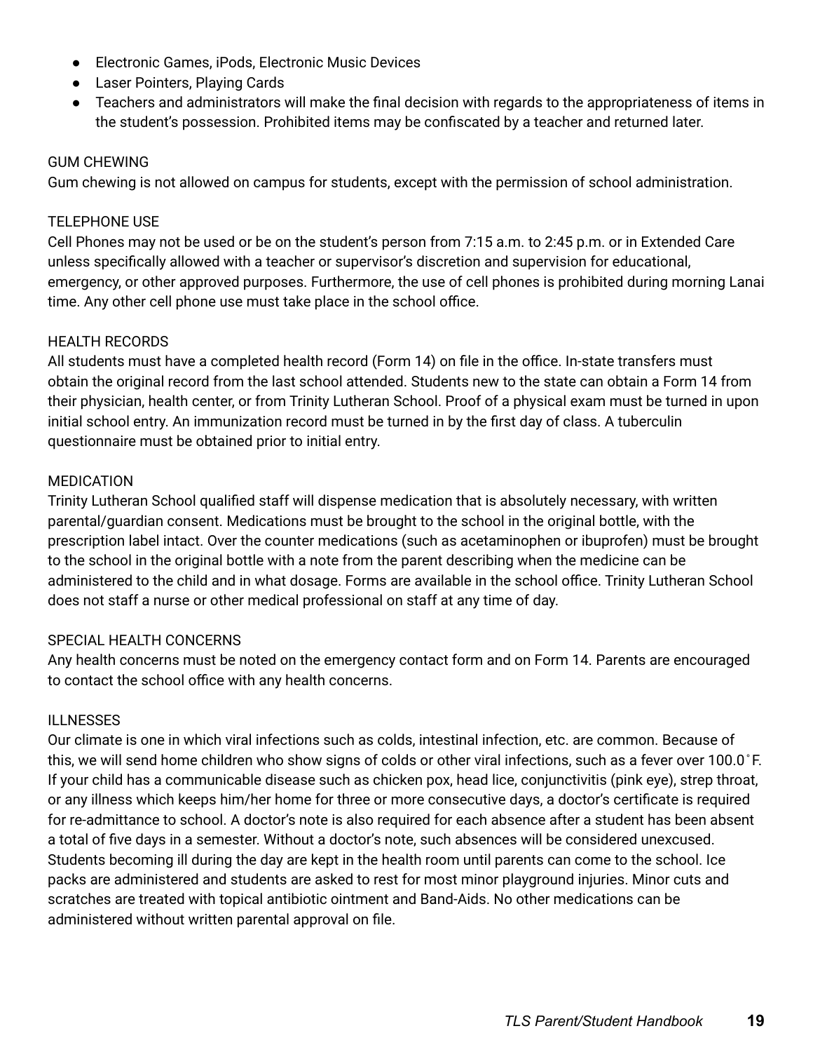- Electronic Games, iPods, Electronic Music Devices
- Laser Pointers, Playing Cards
- Teachers and administrators will make the final decision with regards to the appropriateness of items in the student's possession. Prohibited items may be confiscated by a teacher and returned later.

GUM CHEWING

Gum chewing is not allowed on campus for students, except with the permission of school administration.

TELEPHONE USE

Cell Phones may not be used or be on the student's person from 7:15 a.m. to 2:45 p.m. or in Extended Care unless specifically allowed with a teacher or supervisor's discretion and supervision for educational, emergency, or other approved purposes. Furthermore, the use of cell phones is prohibited during morning Lanai time. Any other cell phone use must take place in the school office.

HEALTH RECORDS

All students must have a completed health record (Form 14) on file in the office. In-state transfers must obtain the original record from the last school attended. Students new to the state can obtain a Form 14 from their physician, health center, or from Trinity Lutheran School. Proof of a physical exam must be turned in upon initial school entry. An immunization record must be turned in by the first day of class. A tuberculin questionnaire must be obtained prior to initial entry.

MEDICATION

Trinity Lutheran School qualified staff will dispense medication that is absolutely necessary, with written parental/guardian consent. Medications must be brought to the school in the original bottle, with the prescription label intact. Over the counter medications (such as acetaminophen or ibuprofen) must be brought to the school in the original bottle with a note from the parent describing when the medicine can be administered to the child and in what dosage. Forms are available in the school office. Trinity Lutheran School does not staff a nurse or other medical professional on staff at any time of day.

SPECIAL HEALTH CONCERNS

Any health concerns must be noted on the emergency contact form and on Form 14. Parents are encouraged to contact the school office with any health concerns.

ILLNESSES

Our climate is one in which viral infections such as colds, intestinal infection, etc. are common. Because of this, we will send home children who show signs of colds or other viral infections, such as a fever over 100.0˚F. If your child has a communicable disease such as chicken pox, head lice, conjunctivitis (pink eye), strep throat, or any illness which keeps him/her home for three or more consecutive days, a doctor's certificate is required for re-admittance to school. A doctor's note is also required for each absence after a student has been absent a total of five days in a semester. Without a doctor's note, such absences will be considered unexcused. Students becoming ill during the day are kept in the health room until parents can come to the school. Ice packs are administered and students are asked to rest for most minor playground injuries. Minor cuts and scratches are treated with topical antibiotic ointment and Band-Aids. No other medications can be administered without written parental approval on file.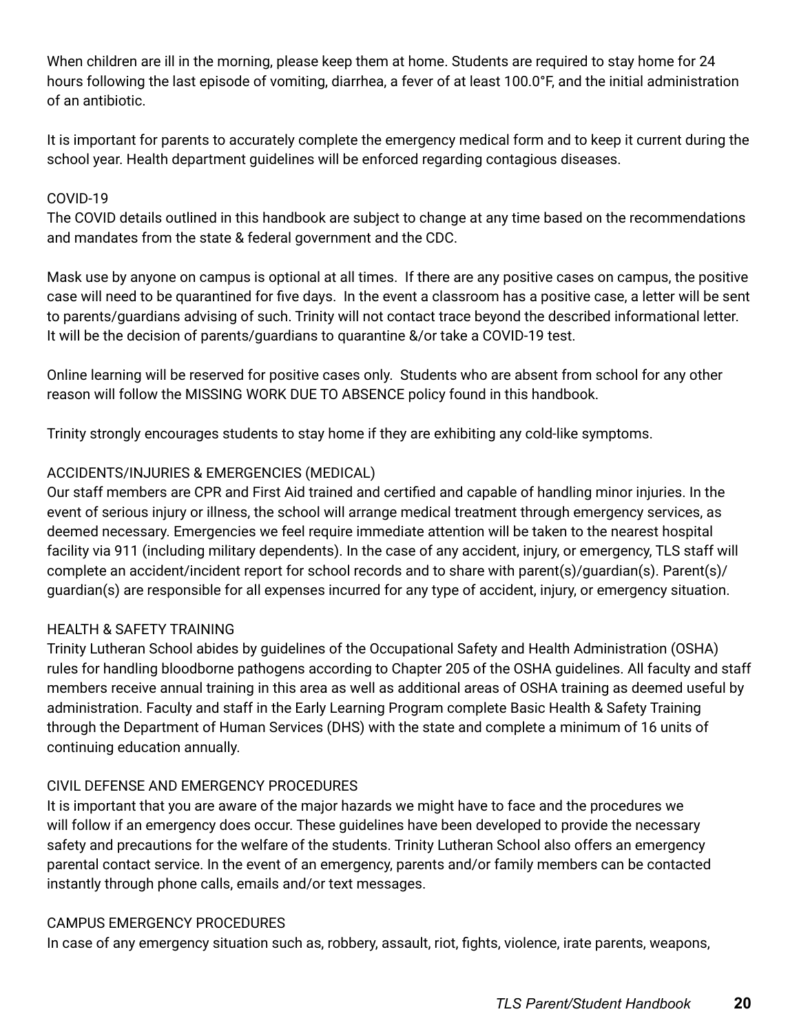When children are ill in the morning, please keep them at home. Students are required to stay home for 24 hours following the last episode of vomiting, diarrhea, a fever of at least 100.0°F, and the initial administration of an antibiotic.

It is important for parents to accurately complete the emergency medical form and to keep it current during the school year. Health department guidelines will be enforced regarding contagious diseases.

## COVID-19

The COVID details outlined in this handbook are subject to change at any time based on the recommendations and mandates from the state & federal government and the CDC.

Mask use by anyone on campus is optional at all times. If there are any positive cases on campus, the positive case will need to be quarantined for five days. In the event a classroom has a positive case, a letter will be sent to parents/guardians advising of such. Trinity will not contact trace beyond the described informational letter. It will be the decision of parents/guardians to quarantine &/or take a COVID-19 test.

Online learning will be reserved for positive cases only. Students who are absent from school for any other reason will follow the MISSING WORK DUE TO ABSENCE policy found in this handbook.

Trinity strongly encourages students to stay home if they are exhibiting any cold-like symptoms.

## ACCIDENTS/INJURIES & EMERGENCIES (MEDICAL)

Our staff members are CPR and First Aid trained and certified and capable of handling minor injuries. In the event of serious injury or illness, the school will arrange medical treatment through emergency services, as deemed necessary. Emergencies we feel require immediate attention will be taken to the nearest hospital facility via 911 (including military dependents). In the case of any accident, injury, or emergency, TLS staff will complete an accident/incident report for school records and to share with parent(s)/guardian(s). Parent(s)/guardian(s) are responsible for all expenses incurred for any type of accident, injury, or emergency situation.

## HEALTH & SAFETY TRAINING

Trinity Lutheran School abides by guidelines of the Occupational Safety and Health Administration (OSHA) rules for handling bloodborne pathogens according to Chapter 205 of the OSHA guidelines. All faculty and staff members receive annual training in this area as well as additional areas of OSHA training as deemed useful by administration. Faculty and staff in the Early Learning Program complete Basic Health & Safety Training through the Department of Human Services (DHS) with the state and complete a minimum of 16 units of continuing education annually.

## CIVIL DEFENSE AND EMERGENCY PROCEDURES

It is important that you are aware of the major hazards we might have to face and the procedures we will follow if an emergency does occur. These guidelines have been developed to provide the necessary safety and precautions for the welfare of the students. Trinity Lutheran School also offers an emergency parental contact service. In the event of an emergency, parents and/or family members can be contacted instantly through phone calls, emails and/or text messages.

## CAMPUS EMERGENCY PROCEDURES

In case of any emergency situation such as, robbery, assault, riot, fights, violence, irate parents, weapons,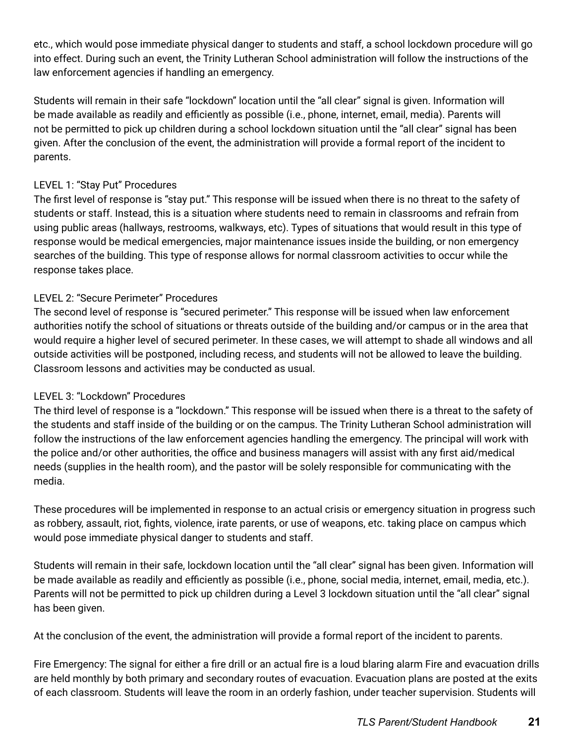etc., which would pose immediate physical danger to students and staff, a school lockdown procedure will go into effect. During such an event, the Trinity Lutheran School administration will follow the instructions of the law enforcement agencies if handling an emergency.

Students will remain in their safe "lockdown" location until the "all clear" signal is given. Information will be made available as readily and efficiently as possible (i.e., phone, internet, email, media). Parents will not be permitted to pick up children during a school lockdown situation until the "all clear" signal has been given. After the conclusion of the event, the administration will provide a formal report of the incident to parents.

LEVEL 1: "Stay Put" Procedures
The first level of response is "stay put." This response will be issued when there is no threat to the safety of students or staff. Instead, this is a situation where students need to remain in classrooms and refrain from using public areas (hallways, restrooms, walkways, etc). Types of situations that would result in this type of response would be medical emergencies, major maintenance issues inside the building, or non emergency searches of the building. This type of response allows for normal classroom activities to occur while the response takes place.

LEVEL 2: "Secure Perimeter" Procedures
The second level of response is "secured perimeter." This response will be issued when law enforcement authorities notify the school of situations or threats outside of the building and/or campus or in the area that would require a higher level of secured perimeter. In these cases, we will attempt to shade all windows and all outside activities will be postponed, including recess, and students will not be allowed to leave the building. Classroom lessons and activities may be conducted as usual.

LEVEL 3: "Lockdown" Procedures
The third level of response is a "lockdown." This response will be issued when there is a threat to the safety of the students and staff inside of the building or on the campus. The Trinity Lutheran School administration will follow the instructions of the law enforcement agencies handling the emergency. The principal will work with the police and/or other authorities, the office and business managers will assist with any first aid/medical needs (supplies in the health room), and the pastor will be solely responsible for communicating with the media.

These procedures will be implemented in response to an actual crisis or emergency situation in progress such as robbery, assault, riot, fights, violence, irate parents, or use of weapons, etc. taking place on campus which would pose immediate physical danger to students and staff.

Students will remain in their safe, lockdown location until the "all clear" signal has been given. Information will be made available as readily and efficiently as possible (i.e., phone, social media, internet, email, media, etc.). Parents will not be permitted to pick up children during a Level 3 lockdown situation until the "all clear" signal has been given.

At the conclusion of the event, the administration will provide a formal report of the incident to parents.

Fire Emergency: The signal for either a fire drill or an actual fire is a loud blaring alarm Fire and evacuation drills are held monthly by both primary and secondary routes of evacuation. Evacuation plans are posted at the exits of each classroom. Students will leave the room in an orderly fashion, under teacher supervision. Students will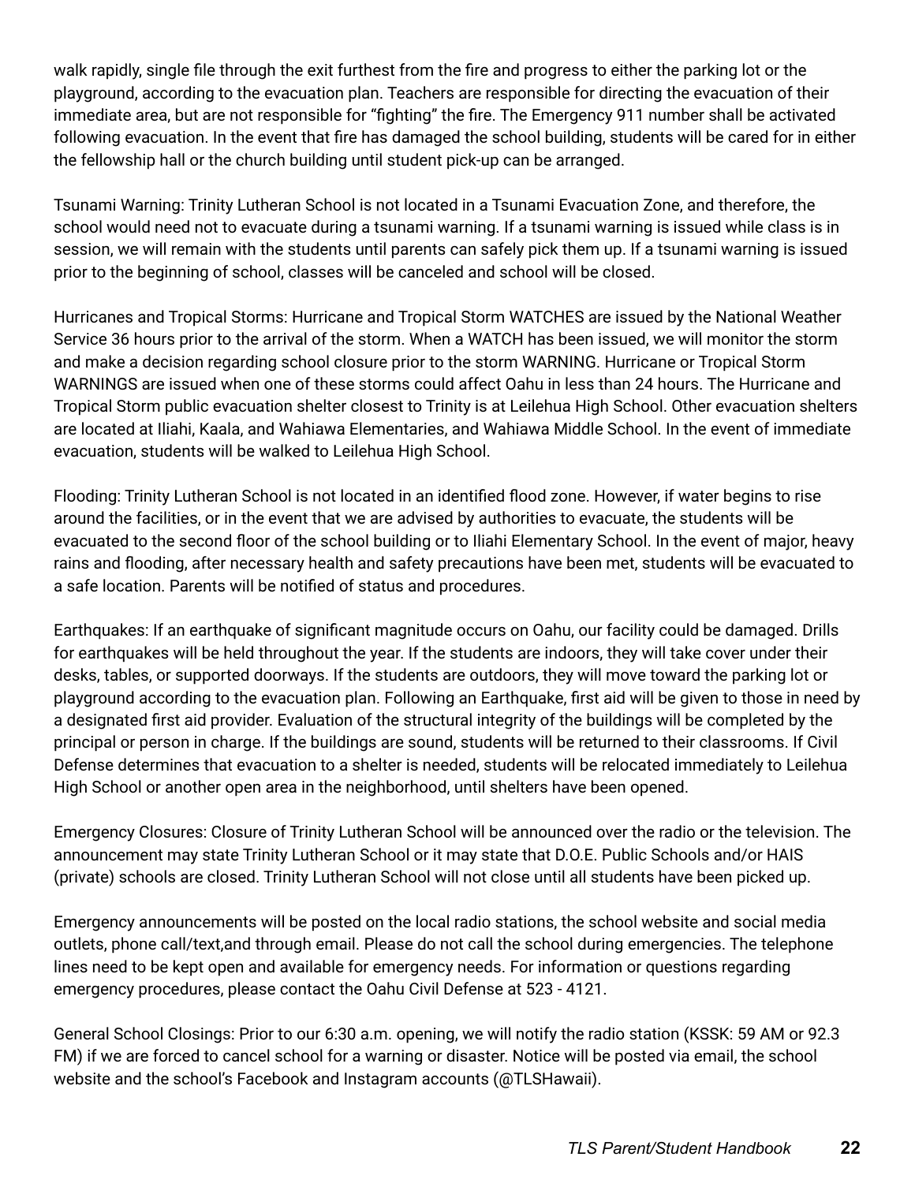walk rapidly, single file through the exit furthest from the fire and progress to either the parking lot or the playground, according to the evacuation plan. Teachers are responsible for directing the evacuation of their immediate area, but are not responsible for "fighting" the fire. The Emergency 911 number shall be activated following evacuation. In the event that fire has damaged the school building, students will be cared for in either the fellowship hall or the church building until student pick-up can be arranged.

Tsunami Warning: Trinity Lutheran School is not located in a Tsunami Evacuation Zone, and therefore, the school would need not to evacuate during a tsunami warning. If a tsunami warning is issued while class is in session, we will remain with the students until parents can safely pick them up. If a tsunami warning is issued prior to the beginning of school, classes will be canceled and school will be closed.

Hurricanes and Tropical Storms: Hurricane and Tropical Storm WATCHES are issued by the National Weather Service 36 hours prior to the arrival of the storm. When a WATCH has been issued, we will monitor the storm and make a decision regarding school closure prior to the storm WARNING. Hurricane or Tropical Storm WARNINGS are issued when one of these storms could affect Oahu in less than 24 hours. The Hurricane and Tropical Storm public evacuation shelter closest to Trinity is at Leilehua High School. Other evacuation shelters are located at Iliahi, Kaala, and Wahiawa Elementaries, and Wahiawa Middle School. In the event of immediate evacuation, students will be walked to Leilehua High School.

Flooding: Trinity Lutheran School is not located in an identified flood zone. However, if water begins to rise around the facilities, or in the event that we are advised by authorities to evacuate, the students will be evacuated to the second floor of the school building or to Iliahi Elementary School. In the event of major, heavy rains and flooding, after necessary health and safety precautions have been met, students will be evacuated to a safe location. Parents will be notified of status and procedures.

Earthquakes: If an earthquake of significant magnitude occurs on Oahu, our facility could be damaged. Drills for earthquakes will be held throughout the year. If the students are indoors, they will take cover under their desks, tables, or supported doorways. If the students are outdoors, they will move toward the parking lot or playground according to the evacuation plan. Following an Earthquake, first aid will be given to those in need by a designated first aid provider. Evaluation of the structural integrity of the buildings will be completed by the principal or person in charge. If the buildings are sound, students will be returned to their classrooms. If Civil Defense determines that evacuation to a shelter is needed, students will be relocated immediately to Leilehua High School or another open area in the neighborhood, until shelters have been opened.

Emergency Closures: Closure of Trinity Lutheran School will be announced over the radio or the television. The announcement may state Trinity Lutheran School or it may state that D.O.E. Public Schools and/or HAIS (private) schools are closed. Trinity Lutheran School will not close until all students have been picked up.

Emergency announcements will be posted on the local radio stations, the school website and social media outlets, phone call/text,and through email. Please do not call the school during emergencies. The telephone lines need to be kept open and available for emergency needs. For information or questions regarding emergency procedures, please contact the Oahu Civil Defense at 523 - 4121.

General School Closings: Prior to our 6:30 a.m. opening, we will notify the radio station (KSSK: 59 AM or 92.3 FM) if we are forced to cancel school for a warning or disaster. Notice will be posted via email, the school website and the school's Facebook and Instagram accounts (@TLSHawaii).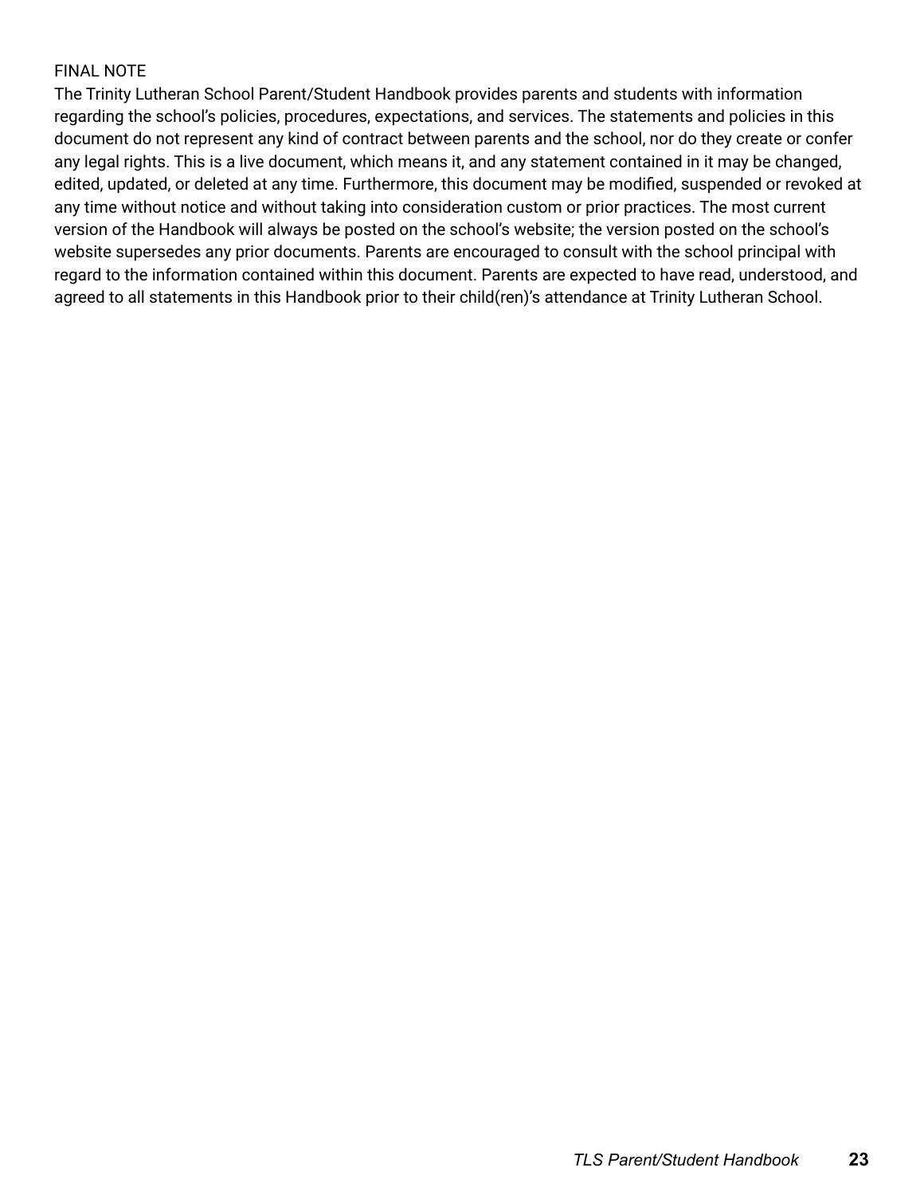## FINAL NOTE

The Trinity Lutheran School Parent/Student Handbook provides parents and students with information regarding the school's policies, procedures, expectations, and services. The statements and policies in this document do not represent any kind of contract between parents and the school, nor do they create or confer any legal rights. This is a live document, which means it, and any statement contained in it may be changed, edited, updated, or deleted at any time. Furthermore, this document may be modified, suspended or revoked at any time without notice and without taking into consideration custom or prior practices. The most current version of the Handbook will always be posted on the school's website; the version posted on the school's website supersedes any prior documents. Parents are encouraged to consult with the school principal with regard to the information contained within this document. Parents are expected to have read, understood, and agreed to all statements in this Handbook prior to their child(ren)'s attendance at Trinity Lutheran School.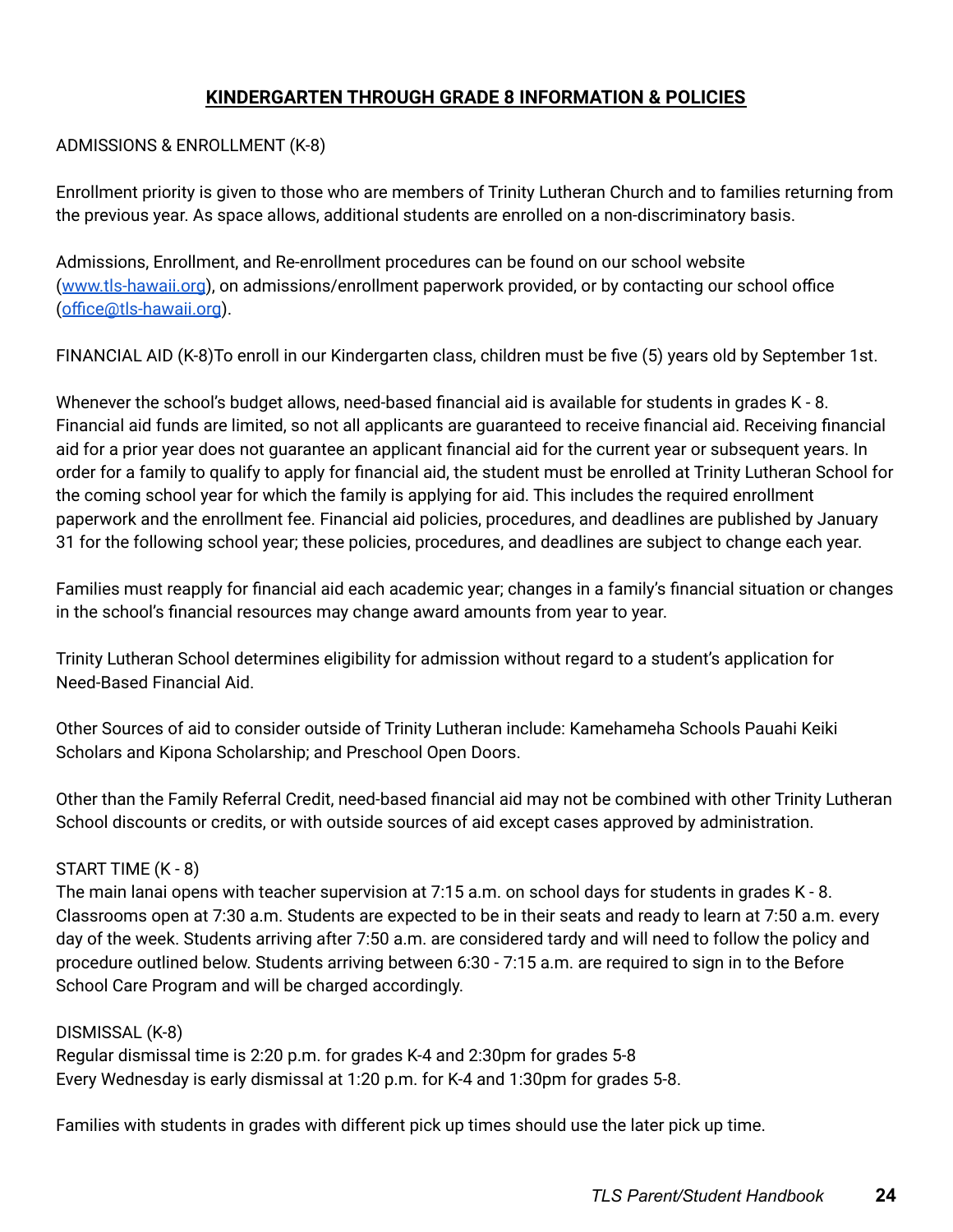## KINDERGARTEN THROUGH GRADE 8 INFORMATION & POLICIES

ADMISSIONS & ENROLLMENT (K-8)

Enrollment priority is given to those who are members of Trinity Lutheran Church and to families returning from the previous year. As space allows, additional students are enrolled on a non-discriminatory basis.

Admissions, Enrollment, and Re-enrollment procedures can be found on our school website ([www.tls-hawaii.org](http://www.tls-hawaii.org)), on admissions/enrollment paperwork provided, or by contacting our school office ([office@tls-hawaii.org](mailto:office@tls-hawaii.org)).

FINANCIAL AID (K-8)To enroll in our Kindergarten class, children must be five (5) years old by September 1st.

Whenever the school's budget allows, need-based financial aid is available for students in grades K - 8. Financial aid funds are limited, so not all applicants are guaranteed to receive financial aid. Receiving financial aid for a prior year does not guarantee an applicant financial aid for the current year or subsequent years. In order for a family to qualify to apply for financial aid, the student must be enrolled at Trinity Lutheran School for the coming school year for which the family is applying for aid. This includes the required enrollment paperwork and the enrollment fee. Financial aid policies, procedures, and deadlines are published by January 31 for the following school year; these policies, procedures, and deadlines are subject to change each year.

Families must reapply for financial aid each academic year; changes in a family's financial situation or changes in the school's financial resources may change award amounts from year to year.

Trinity Lutheran School determines eligibility for admission without regard to a student's application for Need-Based Financial Aid.

Other Sources of aid to consider outside of Trinity Lutheran include: Kamehameha Schools Pauahi Keiki Scholars and Kipona Scholarship; and Preschool Open Doors.

Other than the Family Referral Credit, need-based financial aid may not be combined with other Trinity Lutheran School discounts or credits, or with outside sources of aid except cases approved by administration.

START TIME (K - 8)
The main lanai opens with teacher supervision at 7:15 a.m. on school days for students in grades K - 8. Classrooms open at 7:30 a.m. Students are expected to be in their seats and ready to learn at 7:50 a.m. every day of the week. Students arriving after 7:50 a.m. are considered tardy and will need to follow the policy and procedure outlined below. Students arriving between 6:30 - 7:15 a.m. are required to sign in to the Before School Care Program and will be charged accordingly.

DISMISSAL (K-8)
Regular dismissal time is 2:20 p.m. for grades K-4 and 2:30pm for grades 5-8
Every Wednesday is early dismissal at 1:20 p.m. for K-4 and 1:30pm for grades 5-8.

Families with students in grades with different pick up times should use the later pick up time.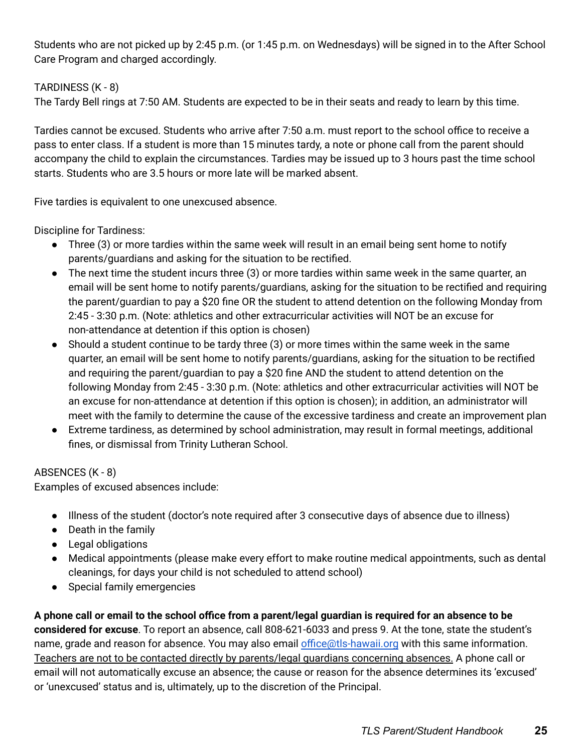Students who are not picked up by 2:45 p.m. (or 1:45 p.m. on Wednesdays) will be signed in to the After School Care Program and charged accordingly.

TARDINESS (K - 8)

The Tardy Bell rings at 7:50 AM. Students are expected to be in their seats and ready to learn by this time.

Tardies cannot be excused. Students who arrive after 7:50 a.m. must report to the school office to receive a pass to enter class. If a student is more than 15 minutes tardy, a note or phone call from the parent should accompany the child to explain the circumstances. Tardies may be issued up to 3 hours past the time school starts. Students who are 3.5 hours or more late will be marked absent.

Five tardies is equivalent to one unexcused absence.

Discipline for Tardiness:

- Three (3) or more tardies within the same week will result in an email being sent home to notify parents/guardians and asking for the situation to be rectified.
- The next time the student incurs three (3) or more tardies within same week in the same quarter, an email will be sent home to notify parents/guardians, asking for the situation to be rectified and requiring the parent/guardian to pay a $20 fine OR the student to attend detention on the following Monday from 2:45 - 3:30 p.m. (Note: athletics and other extracurricular activities will NOT be an excuse for non-attendance at detention if this option is chosen)
- Should a student continue to be tardy three (3) or more times within the same week in the same quarter, an email will be sent home to notify parents/guardians, asking for the situation to be rectified and requiring the parent/guardian to pay a $20 fine AND the student to attend detention on the following Monday from 2:45 - 3:30 p.m. (Note: athletics and other extracurricular activities will NOT be an excuse for non-attendance at detention if this option is chosen); in addition, an administrator will meet with the family to determine the cause of the excessive tardiness and create an improvement plan
- Extreme tardiness, as determined by school administration, may result in formal meetings, additional fines, or dismissal from Trinity Lutheran School.

ABSENCES (K - 8)

Examples of excused absences include:

- Illness of the student (doctor's note required after 3 consecutive days of absence due to illness)
- Death in the family
- Legal obligations
- Medical appointments (please make every effort to make routine medical appointments, such as dental cleanings, for days your child is not scheduled to attend school)
- Special family emergencies

**A phone call or email to the school office from a parent/legal guardian is required for an absence to be considered for excuse**. To report an absence, call 808-621-6033 and press 9. At the tone, state the student's name, grade and reason for absence. You may also email office@tls-hawaii.org with this same information. Teachers are not to be contacted directly by parents/legal guardians concerning absences. A phone call or email will not automatically excuse an absence; the cause or reason for the absence determines its 'excused' or 'unexcused' status and is, ultimately, up to the discretion of the Principal.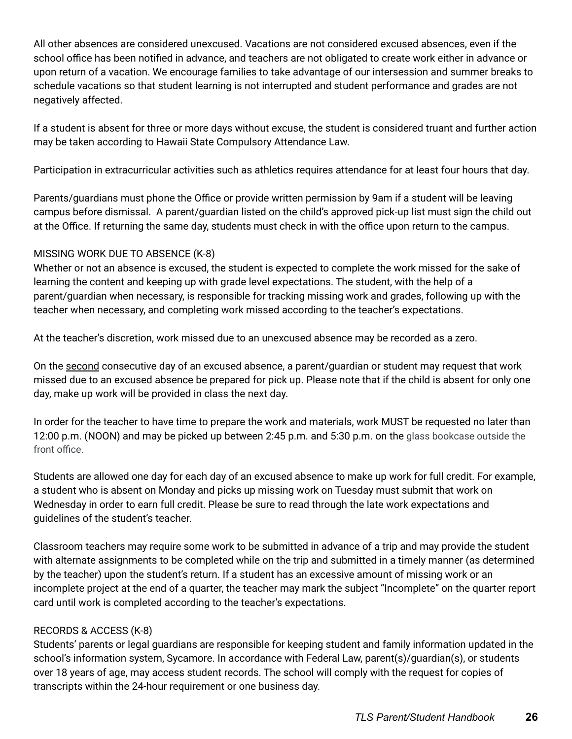All other absences are considered unexcused. Vacations are not considered excused absences, even if the school office has been notified in advance, and teachers are not obligated to create work either in advance or upon return of a vacation. We encourage families to take advantage of our intersession and summer breaks to schedule vacations so that student learning is not interrupted and student performance and grades are not negatively affected.

If a student is absent for three or more days without excuse, the student is considered truant and further action may be taken according to Hawaii State Compulsory Attendance Law.

Participation in extracurricular activities such as athletics requires attendance for at least four hours that day.

Parents/guardians must phone the Office or provide written permission by 9am if a student will be leaving campus before dismissal. A parent/guardian listed on the child's approved pick-up list must sign the child out at the Office. If returning the same day, students must check in with the office upon return to the campus.

### MISSING WORK DUE TO ABSENCE (K-8)

Whether or not an absence is excused, the student is expected to complete the work missed for the sake of learning the content and keeping up with grade level expectations. The student, with the help of a parent/guardian when necessary, is responsible for tracking missing work and grades, following up with the teacher when necessary, and completing work missed according to the teacher's expectations.

At the teacher's discretion, work missed due to an unexcused absence may be recorded as a zero.

On the <u>second</u> consecutive day of an excused absence, a parent/guardian or student may request that work missed due to an excused absence be prepared for pick up. Please note that if the child is absent for only one day, make up work will be provided in class the next day.

In order for the teacher to have time to prepare the work and materials, work MUST be requested no later than 12:00 p.m. (NOON) and may be picked up between 2:45 p.m. and 5:30 p.m. on the glass bookcase outside the front office.

Students are allowed one day for each day of an excused absence to make up work for full credit. For example, a student who is absent on Monday and picks up missing work on Tuesday must submit that work on Wednesday in order to earn full credit. Please be sure to read through the late work expectations and guidelines of the student's teacher.

Classroom teachers may require some work to be submitted in advance of a trip and may provide the student with alternate assignments to be completed while on the trip and submitted in a timely manner (as determined by the teacher) upon the student's return. If a student has an excessive amount of missing work or an incomplete project at the end of a quarter, the teacher may mark the subject "Incomplete" on the quarter report card until work is completed according to the teacher's expectations.

### RECORDS & ACCESS (K-8)

Students' parents or legal guardians are responsible for keeping student and family information updated in the school's information system, Sycamore. In accordance with Federal Law, parent(s)/guardian(s), or students over 18 years of age, may access student records. The school will comply with the request for copies of transcripts within the 24-hour requirement or one business day.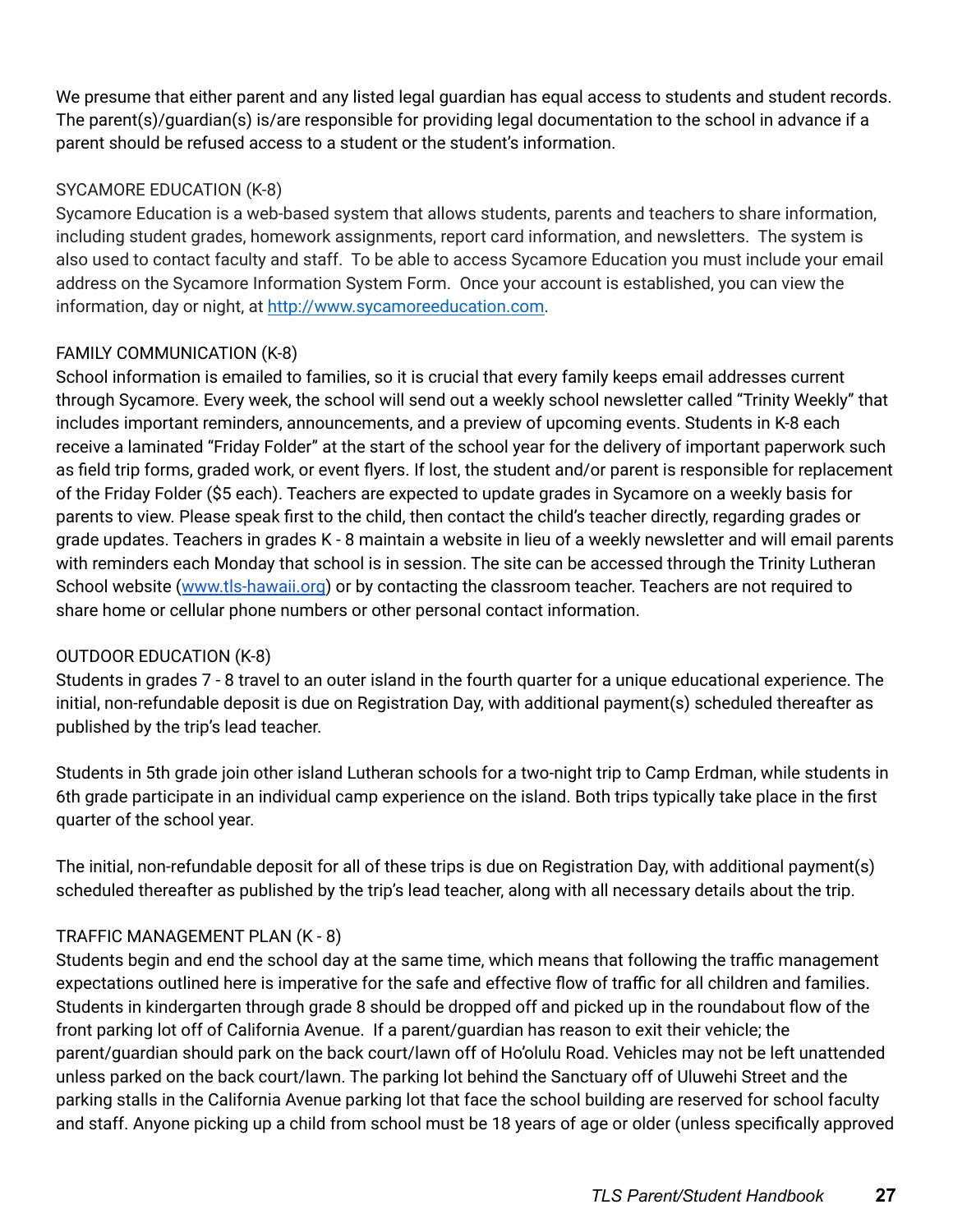We presume that either parent and any listed legal guardian has equal access to students and student records. The parent(s)/guardian(s) is/are responsible for providing legal documentation to the school in advance if a parent should be refused access to a student or the student's information.

### SYCAMORE EDUCATION (K-8)

Sycamore Education is a web-based system that allows students, parents and teachers to share information, including student grades, homework assignments, report card information, and newsletters. The system is also used to contact faculty and staff. To be able to access Sycamore Education you must include your email address on the Sycamore Information System Form. Once your account is established, you can view the information, day or night, at [http://www.sycamoreeducation.com](http://www.sycamoreeducation.com).

### FAMILY COMMUNICATION (K-8)

School information is emailed to families, so it is crucial that every family keeps email addresses current through Sycamore. Every week, the school will send out a weekly school newsletter called "Trinity Weekly" that includes important reminders, announcements, and a preview of upcoming events. Students in K-8 each receive a laminated "Friday Folder" at the start of the school year for the delivery of important paperwork such as field trip forms, graded work, or event flyers. If lost, the student and/or parent is responsible for replacement of the Friday Folder ($5 each). Teachers are expected to update grades in Sycamore on a weekly basis for parents to view. Please speak first to the child, then contact the child's teacher directly, regarding grades or grade updates. Teachers in grades K - 8 maintain a website in lieu of a weekly newsletter and will email parents with reminders each Monday that school is in session. The site can be accessed through the Trinity Lutheran School website ([www.tls-hawaii.org](www.tls-hawaii.org)) or by contacting the classroom teacher. Teachers are not required to share home or cellular phone numbers or other personal contact information.

### OUTDOOR EDUCATION (K-8)

Students in grades 7 - 8 travel to an outer island in the fourth quarter for a unique educational experience. The initial, non-refundable deposit is due on Registration Day, with additional payment(s) scheduled thereafter as published by the trip's lead teacher.

Students in 5th grade join other island Lutheran schools for a two-night trip to Camp Erdman, while students in 6th grade participate in an individual camp experience on the island. Both trips typically take place in the first quarter of the school year.

The initial, non-refundable deposit for all of these trips is due on Registration Day, with additional payment(s) scheduled thereafter as published by the trip's lead teacher, along with all necessary details about the trip.

### TRAFFIC MANAGEMENT PLAN (K - 8)

Students begin and end the school day at the same time, which means that following the traffic management expectations outlined here is imperative for the safe and effective flow of traffic for all children and families. Students in kindergarten through grade 8 should be dropped off and picked up in the roundabout flow of the front parking lot off of California Avenue. If a parent/guardian has reason to exit their vehicle; the parent/guardian should park on the back court/lawn off of Ho'olulu Road. Vehicles may not be left unattended unless parked on the back court/lawn. The parking lot behind the Sanctuary off of Uluwehi Street and the parking stalls in the California Avenue parking lot that face the school building are reserved for school faculty and staff. Anyone picking up a child from school must be 18 years of age or older (unless specifically approved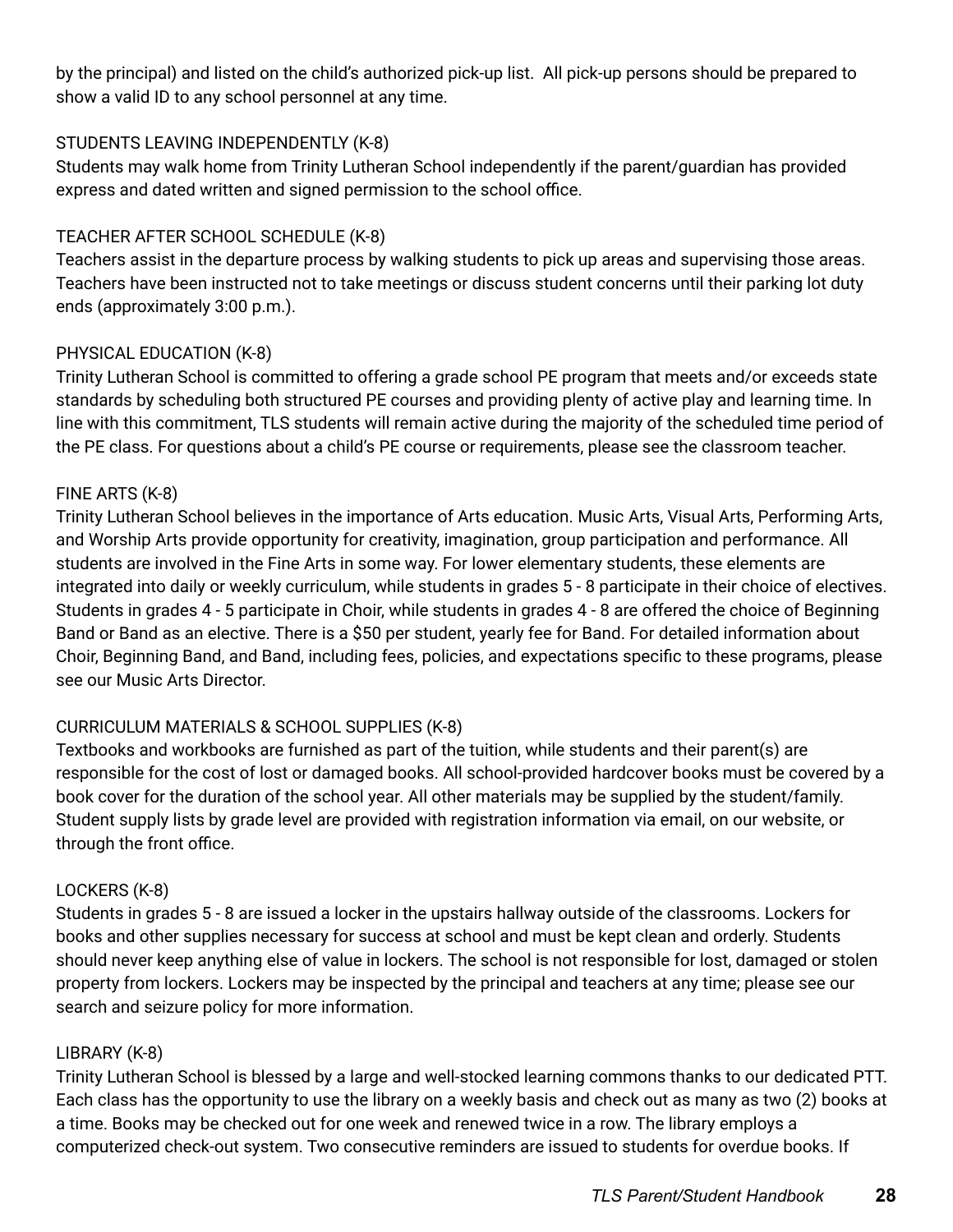by the principal) and listed on the child's authorized pick-up list. All pick-up persons should be prepared to show a valid ID to any school personnel at any time.

### STUDENTS LEAVING INDEPENDENTLY (K-8)

Students may walk home from Trinity Lutheran School independently if the parent/guardian has provided express and dated written and signed permission to the school office.

### TEACHER AFTER SCHOOL SCHEDULE (K-8)

Teachers assist in the departure process by walking students to pick up areas and supervising those areas. Teachers have been instructed not to take meetings or discuss student concerns until their parking lot duty ends (approximately 3:00 p.m.).

### PHYSICAL EDUCATION (K-8)

Trinity Lutheran School is committed to offering a grade school PE program that meets and/or exceeds state standards by scheduling both structured PE courses and providing plenty of active play and learning time. In line with this commitment, TLS students will remain active during the majority of the scheduled time period of the PE class. For questions about a child's PE course or requirements, please see the classroom teacher.

### FINE ARTS (K-8)

Trinity Lutheran School believes in the importance of Arts education. Music Arts, Visual Arts, Performing Arts, and Worship Arts provide opportunity for creativity, imagination, group participation and performance. All students are involved in the Fine Arts in some way. For lower elementary students, these elements are integrated into daily or weekly curriculum, while students in grades 5 - 8 participate in their choice of electives. Students in grades 4 - 5 participate in Choir, while students in grades 4 - 8 are offered the choice of Beginning Band or Band as an elective. There is a $50 per student, yearly fee for Band. For detailed information about Choir, Beginning Band, and Band, including fees, policies, and expectations specific to these programs, please see our Music Arts Director.

### CURRICULUM MATERIALS & SCHOOL SUPPLIES (K-8)

Textbooks and workbooks are furnished as part of the tuition, while students and their parent(s) are responsible for the cost of lost or damaged books. All school-provided hardcover books must be covered by a book cover for the duration of the school year. All other materials may be supplied by the student/family. Student supply lists by grade level are provided with registration information via email, on our website, or through the front office.

### LOCKERS (K-8)

Students in grades 5 - 8 are issued a locker in the upstairs hallway outside of the classrooms. Lockers for books and other supplies necessary for success at school and must be kept clean and orderly. Students should never keep anything else of value in lockers. The school is not responsible for lost, damaged or stolen property from lockers. Lockers may be inspected by the principal and teachers at any time; please see our search and seizure policy for more information.

### LIBRARY (K-8)

Trinity Lutheran School is blessed by a large and well-stocked learning commons thanks to our dedicated PTT. Each class has the opportunity to use the library on a weekly basis and check out as many as two (2) books at a time. Books may be checked out for one week and renewed twice in a row. The library employs a computerized check-out system. Two consecutive reminders are issued to students for overdue books. If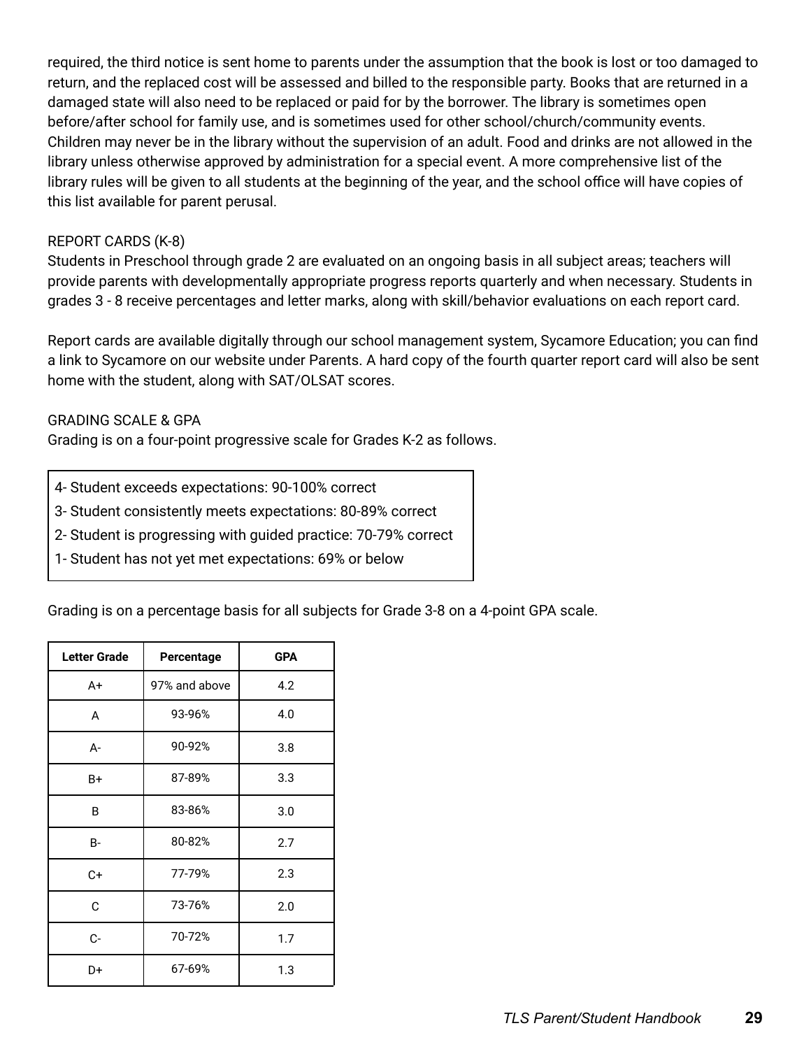required, the third notice is sent home to parents under the assumption that the book is lost or too damaged to return, and the replaced cost will be assessed and billed to the responsible party. Books that are returned in a damaged state will also need to be replaced or paid for by the borrower. The library is sometimes open before/after school for family use, and is sometimes used for other school/church/community events. Children may never be in the library without the supervision of an adult. Food and drinks are not allowed in the library unless otherwise approved by administration for a special event. A more comprehensive list of the library rules will be given to all students at the beginning of the year, and the school office will have copies of this list available for parent perusal.

REPORT CARDS (K-8)

Students in Preschool through grade 2 are evaluated on an ongoing basis in all subject areas; teachers will provide parents with developmentally appropriate progress reports quarterly and when necessary. Students in grades 3 - 8 receive percentages and letter marks, along with skill/behavior evaluations on each report card.

Report cards are available digitally through our school management system, Sycamore Education; you can find a link to Sycamore on our website under Parents. A hard copy of the fourth quarter report card will also be sent home with the student, along with SAT/OLSAT scores.

GRADING SCALE & GPA

Grading is on a four-point progressive scale for Grades K-2 as follows.

4- Student exceeds expectations: 90-100% correct
3- Student consistently meets expectations: 80-89% correct
2- Student is progressing with guided practice: 70-79% correct
1- Student has not yet met expectations: 69% or below

Grading is on a percentage basis for all subjects for Grade 3-8 on a 4-point GPA scale.

| Letter Grade | Percentage | GPA |
|---|---|---|
| A+ | 97% and above | 4.2 |
| A | 93-96% | 4.0 |
| A- | 90-92% | 3.8 |
| B+ | 87-89% | 3.3 |
| B | 83-86% | 3.0 |
| B- | 80-82% | 2.7 |
| C+ | 77-79% | 2.3 |
| C | 73-76% | 2.0 |
| C- | 70-72% | 1.7 |
| D+ | 67-69% | 1.3 |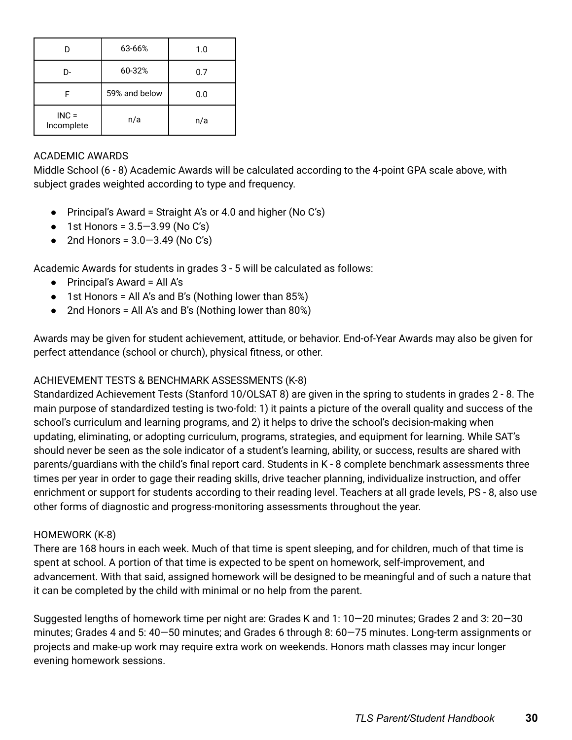| D | 63-66% | 1.0 |
|---|---|---|
| D- | 60-32% | 0.7 |
| F | 59% and below | 0.0 |
| INC = Incomplete | n/a | n/a |

ACADEMIC AWARDS

Middle School (6 - 8) Academic Awards will be calculated according to the 4-point GPA scale above, with subject grades weighted according to type and frequency.

- Principal's Award = Straight A's or 4.0 and higher (No C's)
- 1st Honors = 3.5—3.99 (No C's)
- 2nd Honors = 3.0—3.49 (No C's)

Academic Awards for students in grades 3 - 5 will be calculated as follows:

- Principal's Award = All A's
- 1st Honors = All A's and B's (Nothing lower than 85%)
- 2nd Honors = All A's and B's (Nothing lower than 80%)

Awards may be given for student achievement, attitude, or behavior. End-of-Year Awards may also be given for perfect attendance (school or church), physical fitness, or other.

ACHIEVEMENT TESTS & BENCHMARK ASSESSMENTS (K-8)

Standardized Achievement Tests (Stanford 10/OLSAT 8) are given in the spring to students in grades 2 - 8. The main purpose of standardized testing is two-fold: 1) it paints a picture of the overall quality and success of the school's curriculum and learning programs, and 2) it helps to drive the school's decision-making when updating, eliminating, or adopting curriculum, programs, strategies, and equipment for learning. While SAT's should never be seen as the sole indicator of a student's learning, ability, or success, results are shared with parents/guardians with the child's final report card. Students in K - 8 complete benchmark assessments three times per year in order to gage their reading skills, drive teacher planning, individualize instruction, and offer enrichment or support for students according to their reading level. Teachers at all grade levels, PS - 8, also use other forms of diagnostic and progress-monitoring assessments throughout the year.

HOMEWORK (K-8)

There are 168 hours in each week. Much of that time is spent sleeping, and for children, much of that time is spent at school. A portion of that time is expected to be spent on homework, self-improvement, and advancement. With that said, assigned homework will be designed to be meaningful and of such a nature that it can be completed by the child with minimal or no help from the parent.

Suggested lengths of homework time per night are: Grades K and 1: 10—20 minutes; Grades 2 and 3: 20—30 minutes; Grades 4 and 5: 40—50 minutes; and Grades 6 through 8: 60—75 minutes. Long-term assignments or projects and make-up work may require extra work on weekends. Honors math classes may incur longer evening homework sessions.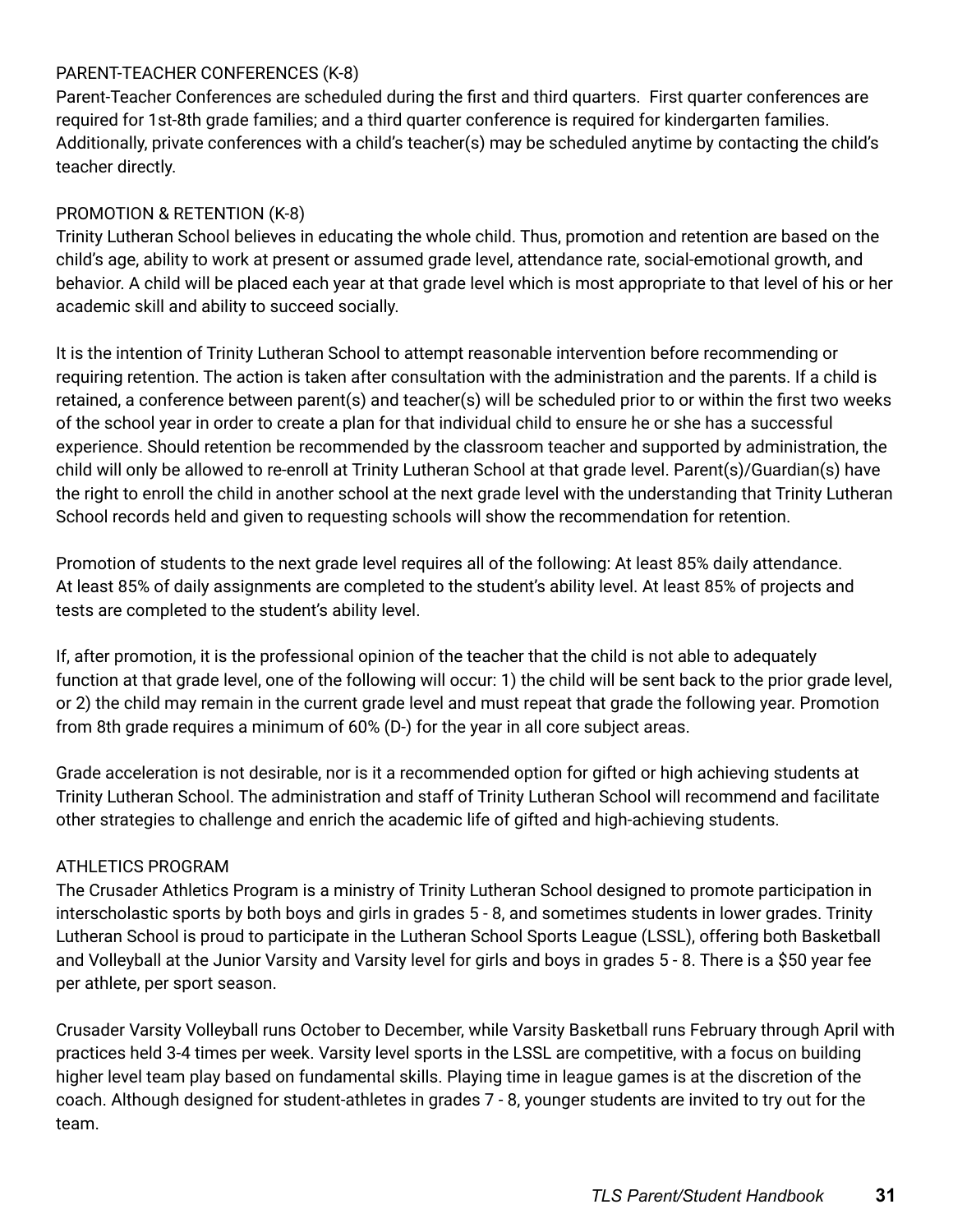## PARENT-TEACHER CONFERENCES (K-8)

Parent-Teacher Conferences are scheduled during the first and third quarters. First quarter conferences are required for 1st-8th grade families; and a third quarter conference is required for kindergarten families. Additionally, private conferences with a child's teacher(s) may be scheduled anytime by contacting the child's teacher directly.

## PROMOTION & RETENTION (K-8)

Trinity Lutheran School believes in educating the whole child. Thus, promotion and retention are based on the child's age, ability to work at present or assumed grade level, attendance rate, social-emotional growth, and behavior. A child will be placed each year at that grade level which is most appropriate to that level of his or her academic skill and ability to succeed socially.

It is the intention of Trinity Lutheran School to attempt reasonable intervention before recommending or requiring retention. The action is taken after consultation with the administration and the parents. If a child is retained, a conference between parent(s) and teacher(s) will be scheduled prior to or within the first two weeks of the school year in order to create a plan for that individual child to ensure he or she has a successful experience. Should retention be recommended by the classroom teacher and supported by administration, the child will only be allowed to re-enroll at Trinity Lutheran School at that grade level. Parent(s)/Guardian(s) have the right to enroll the child in another school at the next grade level with the understanding that Trinity Lutheran School records held and given to requesting schools will show the recommendation for retention.

Promotion of students to the next grade level requires all of the following: At least 85% daily attendance. At least 85% of daily assignments are completed to the student's ability level. At least 85% of projects and tests are completed to the student's ability level.

If, after promotion, it is the professional opinion of the teacher that the child is not able to adequately function at that grade level, one of the following will occur: 1) the child will be sent back to the prior grade level, or 2) the child may remain in the current grade level and must repeat that grade the following year. Promotion from 8th grade requires a minimum of 60% (D-) for the year in all core subject areas.

Grade acceleration is not desirable, nor is it a recommended option for gifted or high achieving students at Trinity Lutheran School. The administration and staff of Trinity Lutheran School will recommend and facilitate other strategies to challenge and enrich the academic life of gifted and high-achieving students.

## ATHLETICS PROGRAM

The Crusader Athletics Program is a ministry of Trinity Lutheran School designed to promote participation in interscholastic sports by both boys and girls in grades 5 - 8, and sometimes students in lower grades. Trinity Lutheran School is proud to participate in the Lutheran School Sports League (LSSL), offering both Basketball and Volleyball at the Junior Varsity and Varsity level for girls and boys in grades 5 - 8. There is a $50 year fee per athlete, per sport season.

Crusader Varsity Volleyball runs October to December, while Varsity Basketball runs February through April with practices held 3-4 times per week. Varsity level sports in the LSSL are competitive, with a focus on building higher level team play based on fundamental skills. Playing time in league games is at the discretion of the coach. Although designed for student-athletes in grades 7 - 8, younger students are invited to try out for the team.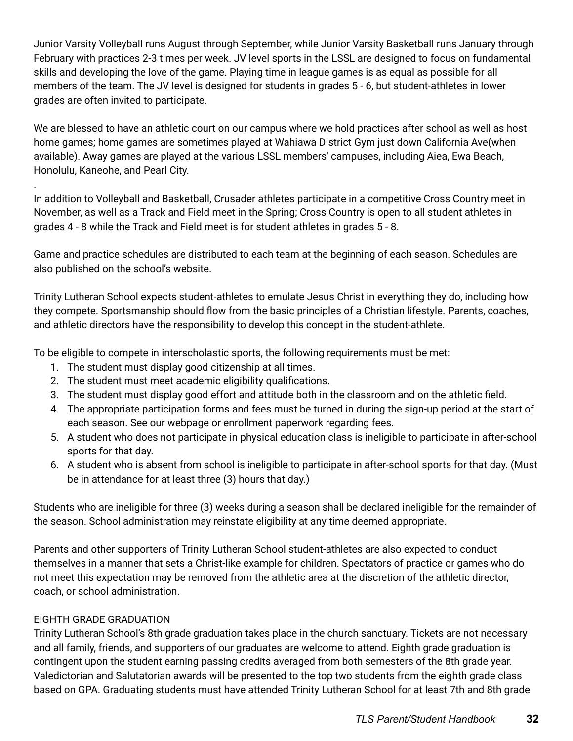Junior Varsity Volleyball runs August through September, while Junior Varsity Basketball runs January through February with practices 2-3 times per week. JV level sports in the LSSL are designed to focus on fundamental skills and developing the love of the game. Playing time in league games is as equal as possible for all members of the team. The JV level is designed for students in grades 5 - 6, but student-athletes in lower grades are often invited to participate.

We are blessed to have an athletic court on our campus where we hold practices after school as well as host home games; home games are sometimes played at Wahiawa District Gym just down California Ave(when available). Away games are played at the various LSSL members' campuses, including Aiea, Ewa Beach, Honolulu, Kaneohe, and Pearl City.

.

In addition to Volleyball and Basketball, Crusader athletes participate in a competitive Cross Country meet in November, as well as a Track and Field meet in the Spring; Cross Country is open to all student athletes in grades 4 - 8 while the Track and Field meet is for student athletes in grades 5 - 8.

Game and practice schedules are distributed to each team at the beginning of each season. Schedules are also published on the school's website.

Trinity Lutheran School expects student-athletes to emulate Jesus Christ in everything they do, including how they compete. Sportsmanship should flow from the basic principles of a Christian lifestyle. Parents, coaches, and athletic directors have the responsibility to develop this concept in the student-athlete.

To be eligible to compete in interscholastic sports, the following requirements must be met:

1. The student must display good citizenship at all times.
2. The student must meet academic eligibility qualifications.
3. The student must display good effort and attitude both in the classroom and on the athletic field.
4. The appropriate participation forms and fees must be turned in during the sign-up period at the start of each season. See our webpage or enrollment paperwork regarding fees.
5. A student who does not participate in physical education class is ineligible to participate in after-school sports for that day.
6. A student who is absent from school is ineligible to participate in after-school sports for that day. (Must be in attendance for at least three (3) hours that day.)

Students who are ineligible for three (3) weeks during a season shall be declared ineligible for the remainder of the season. School administration may reinstate eligibility at any time deemed appropriate.

Parents and other supporters of Trinity Lutheran School student-athletes are also expected to conduct themselves in a manner that sets a Christ-like example for children. Spectators of practice or games who do not meet this expectation may be removed from the athletic area at the discretion of the athletic director, coach, or school administration.

## EIGHTH GRADE GRADUATION

Trinity Lutheran School's 8th grade graduation takes place in the church sanctuary. Tickets are not necessary and all family, friends, and supporters of our graduates are welcome to attend. Eighth grade graduation is contingent upon the student earning passing credits averaged from both semesters of the 8th grade year. Valedictorian and Salutatorian awards will be presented to the top two students from the eighth grade class based on GPA. Graduating students must have attended Trinity Lutheran School for at least 7th and 8th grade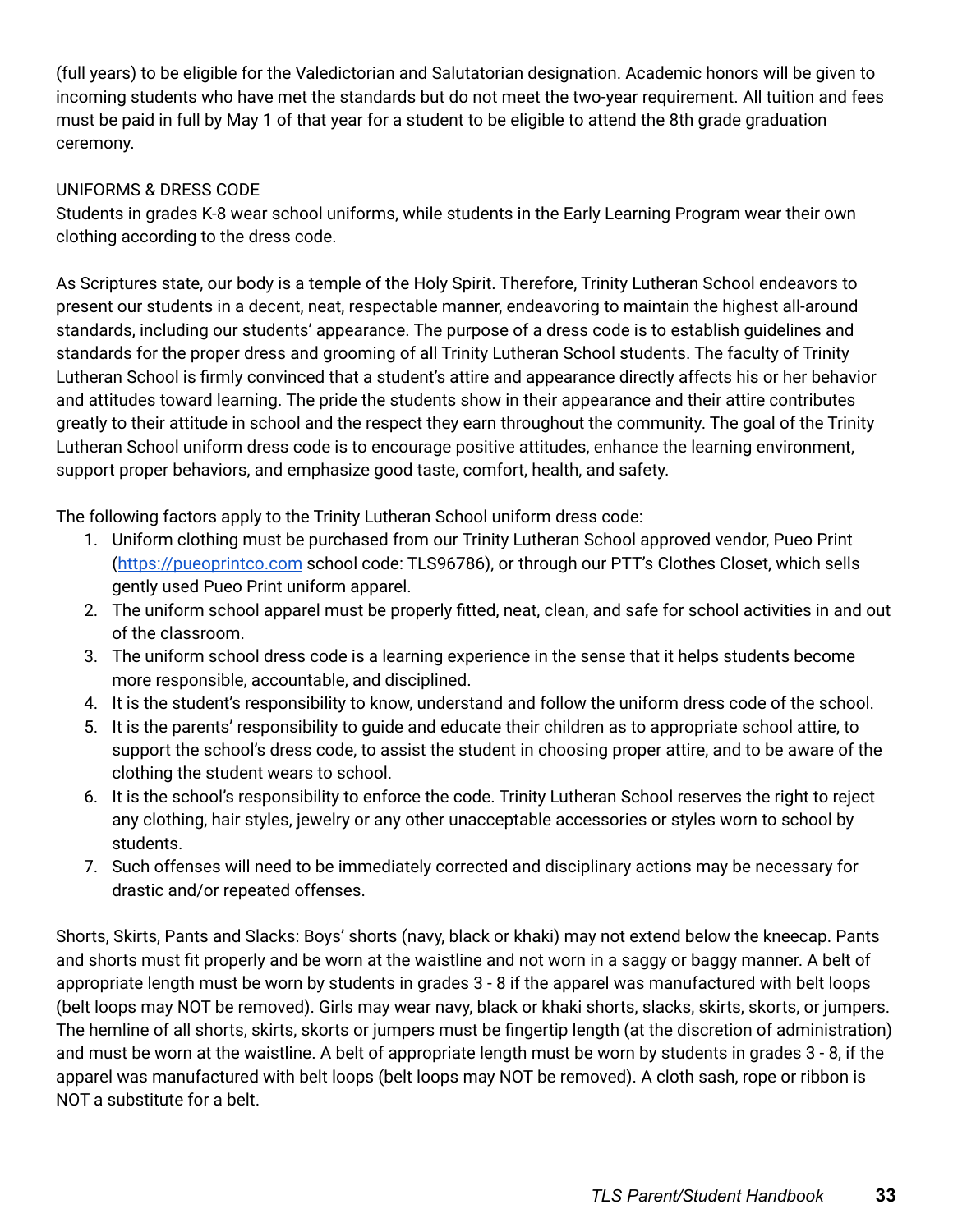(full years) to be eligible for the Valedictorian and Salutatorian designation. Academic honors will be given to incoming students who have met the standards but do not meet the two-year requirement. All tuition and fees must be paid in full by May 1 of that year for a student to be eligible to attend the 8th grade graduation ceremony.

## UNIFORMS & DRESS CODE

Students in grades K-8 wear school uniforms, while students in the Early Learning Program wear their own clothing according to the dress code.

As Scriptures state, our body is a temple of the Holy Spirit. Therefore, Trinity Lutheran School endeavors to present our students in a decent, neat, respectable manner, endeavoring to maintain the highest all-around standards, including our students' appearance. The purpose of a dress code is to establish guidelines and standards for the proper dress and grooming of all Trinity Lutheran School students. The faculty of Trinity Lutheran School is firmly convinced that a student's attire and appearance directly affects his or her behavior and attitudes toward learning. The pride the students show in their appearance and their attire contributes greatly to their attitude in school and the respect they earn throughout the community. The goal of the Trinity Lutheran School uniform dress code is to encourage positive attitudes, enhance the learning environment, support proper behaviors, and emphasize good taste, comfort, health, and safety.

The following factors apply to the Trinity Lutheran School uniform dress code:

1. Uniform clothing must be purchased from our Trinity Lutheran School approved vendor, Pueo Print ([https://pueoprintco.com](https://pueoprintco.com) school code: TLS96786), or through our PTT's Clothes Closet, which sells gently used Pueo Print uniform apparel.
2. The uniform school apparel must be properly fitted, neat, clean, and safe for school activities in and out of the classroom.
3. The uniform school dress code is a learning experience in the sense that it helps students become more responsible, accountable, and disciplined.
4. It is the student's responsibility to know, understand and follow the uniform dress code of the school.
5. It is the parents' responsibility to guide and educate their children as to appropriate school attire, to support the school's dress code, to assist the student in choosing proper attire, and to be aware of the clothing the student wears to school.
6. It is the school's responsibility to enforce the code. Trinity Lutheran School reserves the right to reject any clothing, hair styles, jewelry or any other unacceptable accessories or styles worn to school by students.
7. Such offenses will need to be immediately corrected and disciplinary actions may be necessary for drastic and/or repeated offenses.

Shorts, Skirts, Pants and Slacks: Boys' shorts (navy, black or khaki) may not extend below the kneecap. Pants and shorts must fit properly and be worn at the waistline and not worn in a saggy or baggy manner. A belt of appropriate length must be worn by students in grades 3 - 8 if the apparel was manufactured with belt loops (belt loops may NOT be removed). Girls may wear navy, black or khaki shorts, slacks, skirts, skorts, or jumpers. The hemline of all shorts, skirts, skorts or jumpers must be fingertip length (at the discretion of administration) and must be worn at the waistline. A belt of appropriate length must be worn by students in grades 3 - 8, if the apparel was manufactured with belt loops (belt loops may NOT be removed). A cloth sash, rope or ribbon is NOT a substitute for a belt.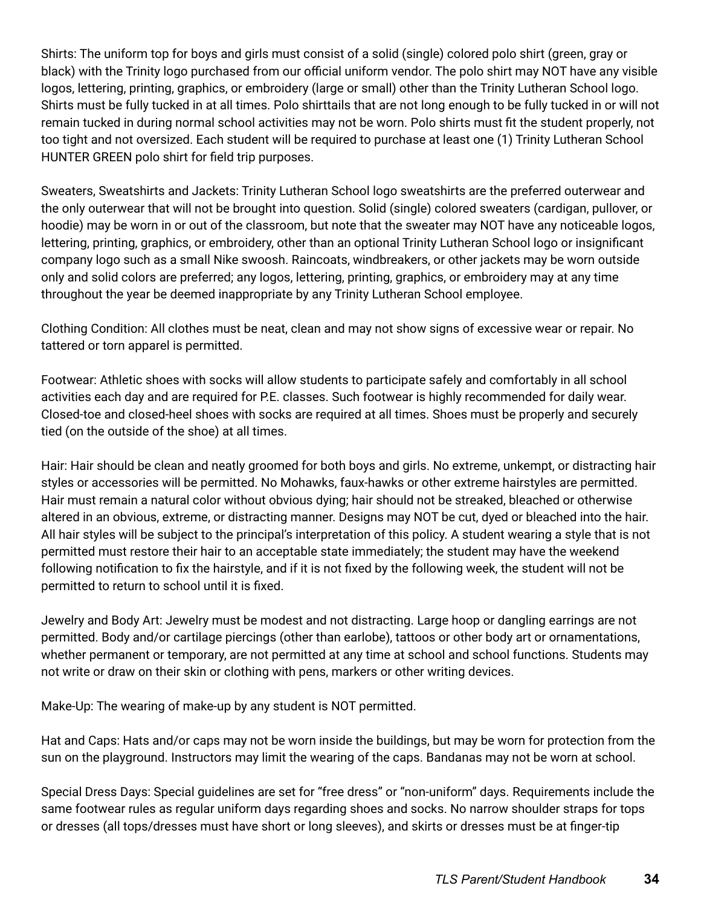Shirts: The uniform top for boys and girls must consist of a solid (single) colored polo shirt (green, gray or black) with the Trinity logo purchased from our official uniform vendor. The polo shirt may NOT have any visible logos, lettering, printing, graphics, or embroidery (large or small) other than the Trinity Lutheran School logo. Shirts must be fully tucked in at all times. Polo shirttails that are not long enough to be fully tucked in or will not remain tucked in during normal school activities may not be worn. Polo shirts must fit the student properly, not too tight and not oversized. Each student will be required to purchase at least one (1) Trinity Lutheran School HUNTER GREEN polo shirt for field trip purposes.

Sweaters, Sweatshirts and Jackets: Trinity Lutheran School logo sweatshirts are the preferred outerwear and the only outerwear that will not be brought into question. Solid (single) colored sweaters (cardigan, pullover, or hoodie) may be worn in or out of the classroom, but note that the sweater may NOT have any noticeable logos, lettering, printing, graphics, or embroidery, other than an optional Trinity Lutheran School logo or insignificant company logo such as a small Nike swoosh. Raincoats, windbreakers, or other jackets may be worn outside only and solid colors are preferred; any logos, lettering, printing, graphics, or embroidery may at any time throughout the year be deemed inappropriate by any Trinity Lutheran School employee.

Clothing Condition: All clothes must be neat, clean and may not show signs of excessive wear or repair. No tattered or torn apparel is permitted.

Footwear: Athletic shoes with socks will allow students to participate safely and comfortably in all school activities each day and are required for P.E. classes. Such footwear is highly recommended for daily wear. Closed-toe and closed-heel shoes with socks are required at all times. Shoes must be properly and securely tied (on the outside of the shoe) at all times.

Hair: Hair should be clean and neatly groomed for both boys and girls. No extreme, unkempt, or distracting hair styles or accessories will be permitted. No Mohawks, faux-hawks or other extreme hairstyles are permitted. Hair must remain a natural color without obvious dying; hair should not be streaked, bleached or otherwise altered in an obvious, extreme, or distracting manner. Designs may NOT be cut, dyed or bleached into the hair. All hair styles will be subject to the principal's interpretation of this policy. A student wearing a style that is not permitted must restore their hair to an acceptable state immediately; the student may have the weekend following notification to fix the hairstyle, and if it is not fixed by the following week, the student will not be permitted to return to school until it is fixed.

Jewelry and Body Art: Jewelry must be modest and not distracting. Large hoop or dangling earrings are not permitted. Body and/or cartilage piercings (other than earlobe), tattoos or other body art or ornamentations, whether permanent or temporary, are not permitted at any time at school and school functions. Students may not write or draw on their skin or clothing with pens, markers or other writing devices.

Make-Up: The wearing of make-up by any student is NOT permitted.

Hat and Caps: Hats and/or caps may not be worn inside the buildings, but may be worn for protection from the sun on the playground. Instructors may limit the wearing of the caps. Bandanas may not be worn at school.

Special Dress Days: Special guidelines are set for "free dress" or "non-uniform" days. Requirements include the same footwear rules as regular uniform days regarding shoes and socks. No narrow shoulder straps for tops or dresses (all tops/dresses must have short or long sleeves), and skirts or dresses must be at finger-tip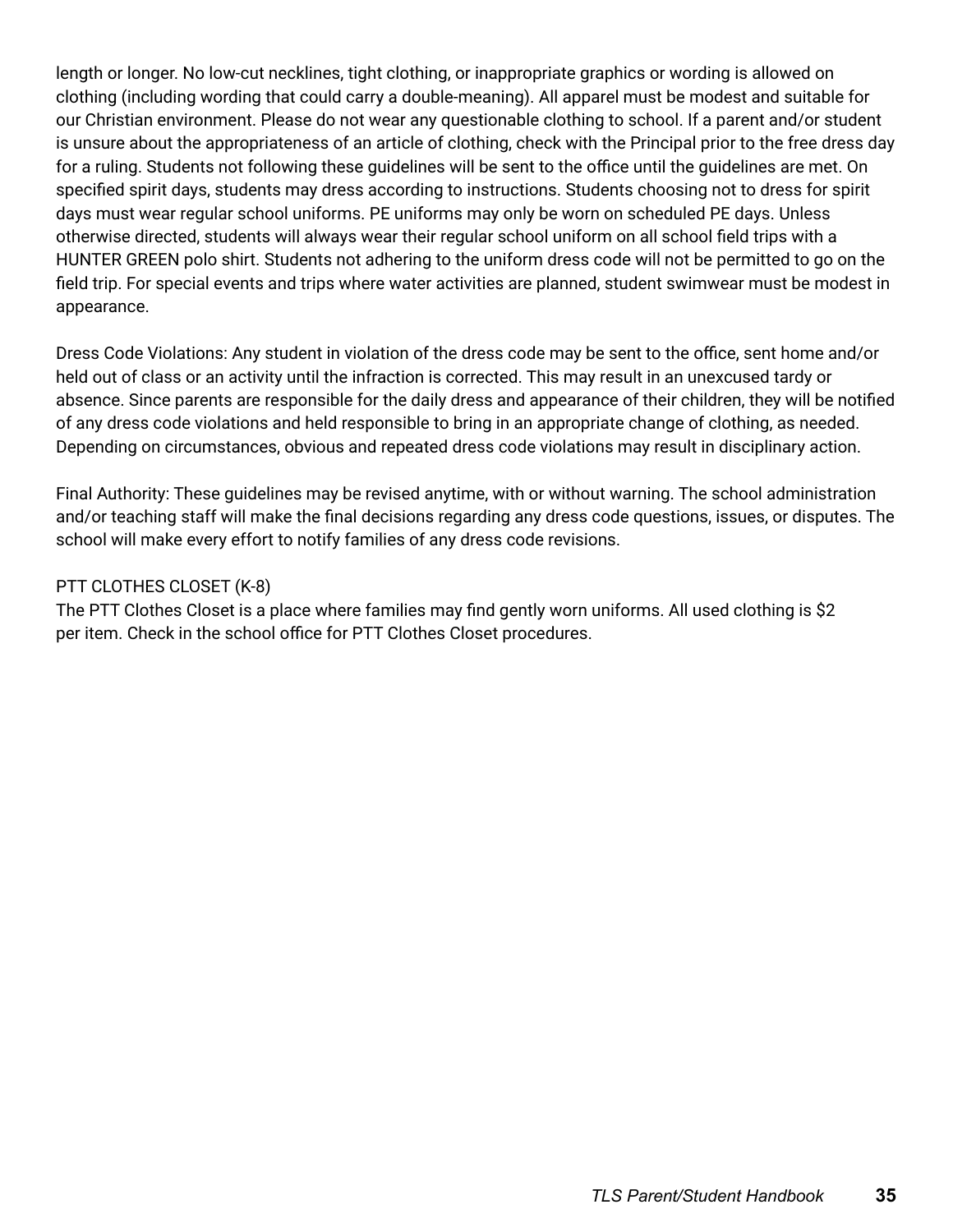length or longer. No low-cut necklines, tight clothing, or inappropriate graphics or wording is allowed on clothing (including wording that could carry a double-meaning). All apparel must be modest and suitable for our Christian environment. Please do not wear any questionable clothing to school. If a parent and/or student is unsure about the appropriateness of an article of clothing, check with the Principal prior to the free dress day for a ruling. Students not following these guidelines will be sent to the office until the guidelines are met. On specified spirit days, students may dress according to instructions. Students choosing not to dress for spirit days must wear regular school uniforms. PE uniforms may only be worn on scheduled PE days. Unless otherwise directed, students will always wear their regular school uniform on all school field trips with a HUNTER GREEN polo shirt. Students not adhering to the uniform dress code will not be permitted to go on the field trip. For special events and trips where water activities are planned, student swimwear must be modest in appearance.

Dress Code Violations: Any student in violation of the dress code may be sent to the office, sent home and/or held out of class or an activity until the infraction is corrected. This may result in an unexcused tardy or absence. Since parents are responsible for the daily dress and appearance of their children, they will be notified of any dress code violations and held responsible to bring in an appropriate change of clothing, as needed. Depending on circumstances, obvious and repeated dress code violations may result in disciplinary action.

Final Authority: These guidelines may be revised anytime, with or without warning. The school administration and/or teaching staff will make the final decisions regarding any dress code questions, issues, or disputes. The school will make every effort to notify families of any dress code revisions.

PTT CLOTHES CLOSET (K-8)

The PTT Clothes Closet is a place where families may find gently worn uniforms. All used clothing is $2 per item. Check in the school office for PTT Clothes Closet procedures.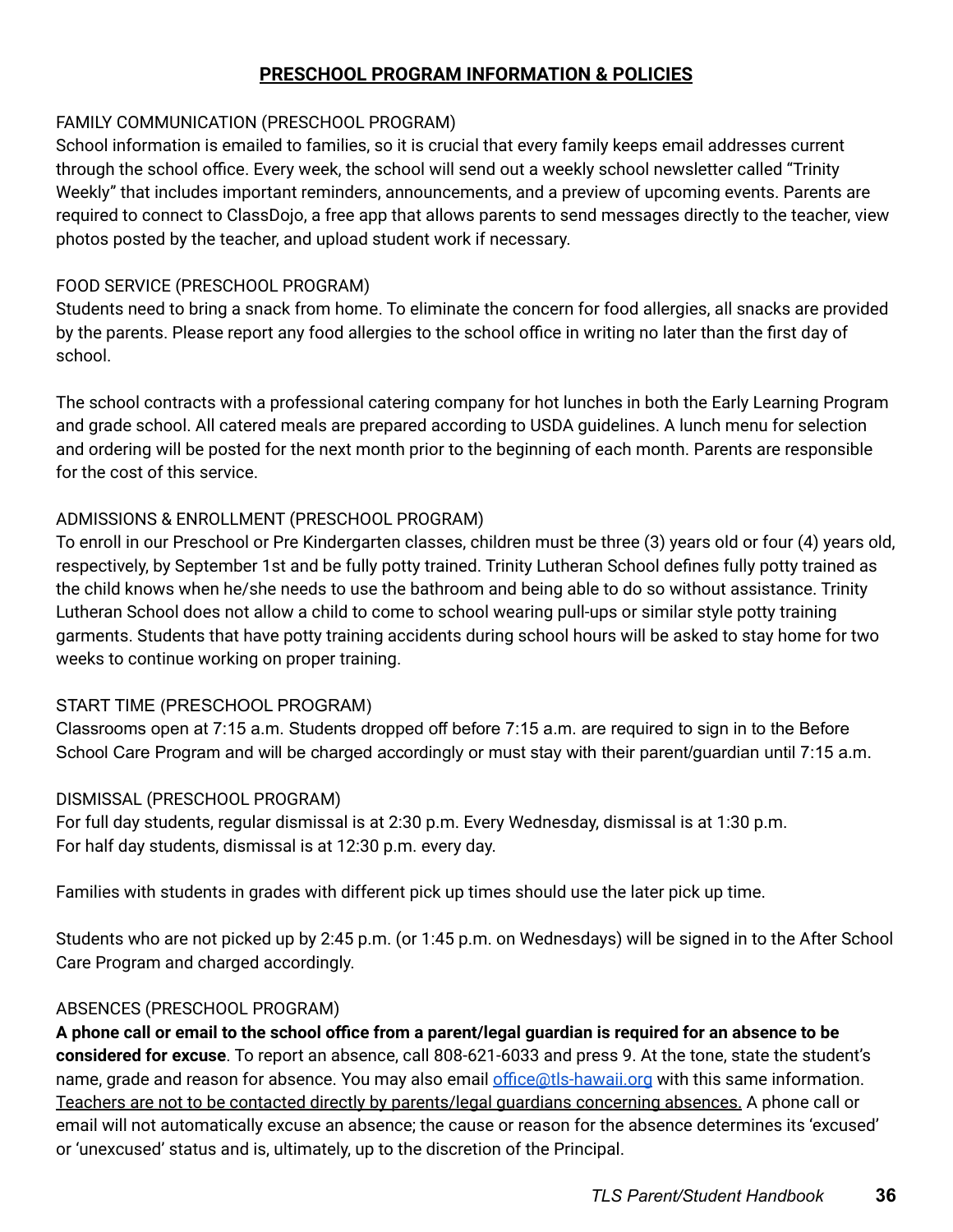## PRESCHOOL PROGRAM INFORMATION & POLICIES

FAMILY COMMUNICATION (PRESCHOOL PROGRAM)

School information is emailed to families, so it is crucial that every family keeps email addresses current through the school office. Every week, the school will send out a weekly school newsletter called "Trinity Weekly" that includes important reminders, announcements, and a preview of upcoming events. Parents are required to connect to ClassDojo, a free app that allows parents to send messages directly to the teacher, view photos posted by the teacher, and upload student work if necessary.

FOOD SERVICE (PRESCHOOL PROGRAM)

Students need to bring a snack from home. To eliminate the concern for food allergies, all snacks are provided by the parents. Please report any food allergies to the school office in writing no later than the first day of school.

The school contracts with a professional catering company for hot lunches in both the Early Learning Program and grade school. All catered meals are prepared according to USDA guidelines. A lunch menu for selection and ordering will be posted for the next month prior to the beginning of each month. Parents are responsible for the cost of this service.

ADMISSIONS & ENROLLMENT (PRESCHOOL PROGRAM)

To enroll in our Preschool or Pre Kindergarten classes, children must be three (3) years old or four (4) years old, respectively, by September 1st and be fully potty trained. Trinity Lutheran School defines fully potty trained as the child knows when he/she needs to use the bathroom and being able to do so without assistance. Trinity Lutheran School does not allow a child to come to school wearing pull-ups or similar style potty training garments. Students that have potty training accidents during school hours will be asked to stay home for two weeks to continue working on proper training.

START TIME (PRESCHOOL PROGRAM)

Classrooms open at 7:15 a.m. Students dropped off before 7:15 a.m. are required to sign in to the Before School Care Program and will be charged accordingly or must stay with their parent/guardian until 7:15 a.m.

DISMISSAL (PRESCHOOL PROGRAM)

For full day students, regular dismissal is at 2:30 p.m. Every Wednesday, dismissal is at 1:30 p.m.
For half day students, dismissal is at 12:30 p.m. every day.

Families with students in grades with different pick up times should use the later pick up time.

Students who are not picked up by 2:45 p.m. (or 1:45 p.m. on Wednesdays) will be signed in to the After School Care Program and charged accordingly.

ABSENCES (PRESCHOOL PROGRAM)

**A phone call or email to the school office from a parent/legal guardian is required for an absence to be considered for excuse**. To report an absence, call 808-621-6033 and press 9. At the tone, state the student's name, grade and reason for absence. You may also email office@tls-hawaii.org with this same information. Teachers are not to be contacted directly by parents/legal guardians concerning absences. A phone call or email will not automatically excuse an absence; the cause or reason for the absence determines its 'excused' or 'unexcused' status and is, ultimately, up to the discretion of the Principal.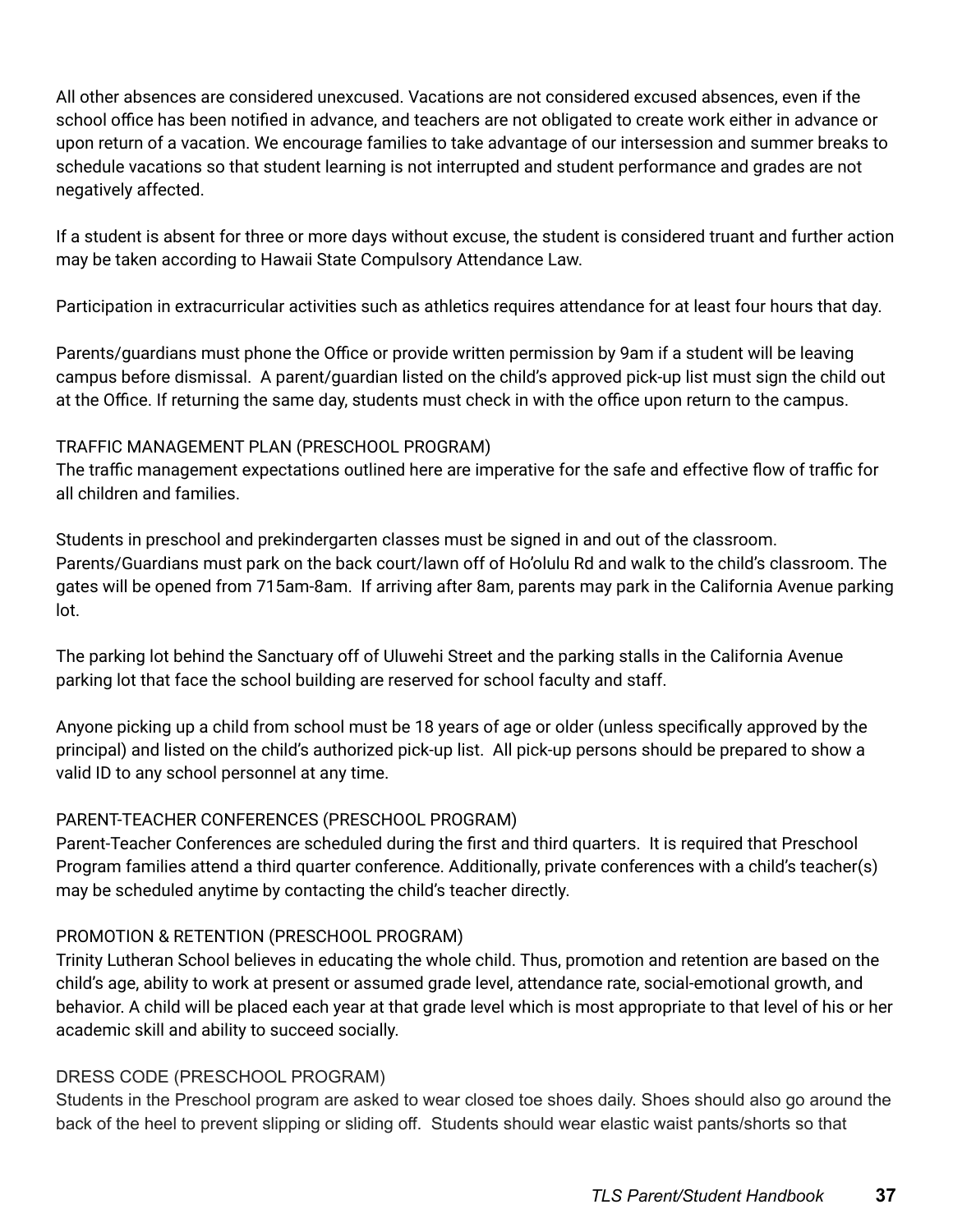All other absences are considered unexcused. Vacations are not considered excused absences, even if the school office has been notified in advance, and teachers are not obligated to create work either in advance or upon return of a vacation. We encourage families to take advantage of our intersession and summer breaks to schedule vacations so that student learning is not interrupted and student performance and grades are not negatively affected.

If a student is absent for three or more days without excuse, the student is considered truant and further action may be taken according to Hawaii State Compulsory Attendance Law.

Participation in extracurricular activities such as athletics requires attendance for at least four hours that day.

Parents/guardians must phone the Office or provide written permission by 9am if a student will be leaving campus before dismissal. A parent/guardian listed on the child's approved pick-up list must sign the child out at the Office. If returning the same day, students must check in with the office upon return to the campus.

## TRAFFIC MANAGEMENT PLAN (PRESCHOOL PROGRAM)

The traffic management expectations outlined here are imperative for the safe and effective flow of traffic for all children and families.

Students in preschool and prekindergarten classes must be signed in and out of the classroom. Parents/Guardians must park on the back court/lawn off of Ho'olulu Rd and walk to the child's classroom. The gates will be opened from 715am-8am. If arriving after 8am, parents may park in the California Avenue parking lot.

The parking lot behind the Sanctuary off of Uluwehi Street and the parking stalls in the California Avenue parking lot that face the school building are reserved for school faculty and staff.

Anyone picking up a child from school must be 18 years of age or older (unless specifically approved by the principal) and listed on the child's authorized pick-up list. All pick-up persons should be prepared to show a valid ID to any school personnel at any time.

## PARENT-TEACHER CONFERENCES (PRESCHOOL PROGRAM)

Parent-Teacher Conferences are scheduled during the first and third quarters. It is required that Preschool Program families attend a third quarter conference. Additionally, private conferences with a child's teacher(s) may be scheduled anytime by contacting the child's teacher directly.

## PROMOTION & RETENTION (PRESCHOOL PROGRAM)

Trinity Lutheran School believes in educating the whole child. Thus, promotion and retention are based on the child's age, ability to work at present or assumed grade level, attendance rate, social-emotional growth, and behavior. A child will be placed each year at that grade level which is most appropriate to that level of his or her academic skill and ability to succeed socially.

## DRESS CODE (PRESCHOOL PROGRAM)

Students in the Preschool program are asked to wear closed toe shoes daily. Shoes should also go around the back of the heel to prevent slipping or sliding off. Students should wear elastic waist pants/shorts so that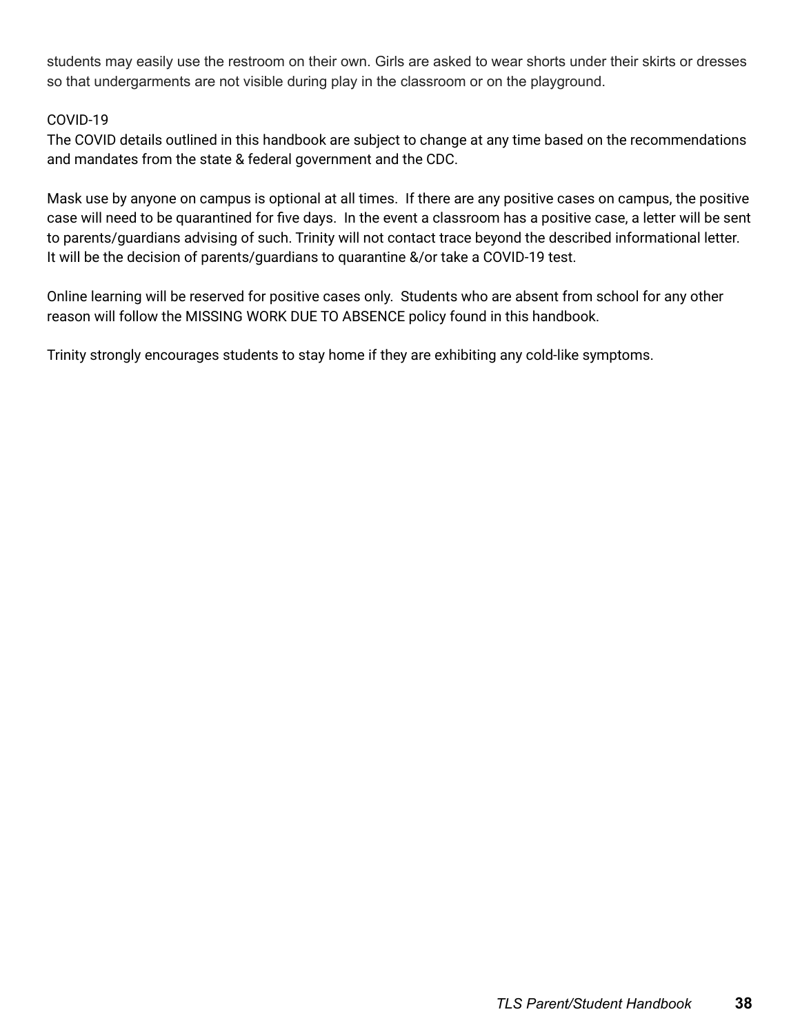students may easily use the restroom on their own. Girls are asked to wear shorts under their skirts or dresses so that undergarments are not visible during play in the classroom or on the playground.

COVID-19

The COVID details outlined in this handbook are subject to change at any time based on the recommendations and mandates from the state & federal government and the CDC.

Mask use by anyone on campus is optional at all times. If there are any positive cases on campus, the positive case will need to be quarantined for five days. In the event a classroom has a positive case, a letter will be sent to parents/guardians advising of such. Trinity will not contact trace beyond the described informational letter. It will be the decision of parents/guardians to quarantine &/or take a COVID-19 test.

Online learning will be reserved for positive cases only. Students who are absent from school for any other reason will follow the MISSING WORK DUE TO ABSENCE policy found in this handbook.

Trinity strongly encourages students to stay home if they are exhibiting any cold-like symptoms.